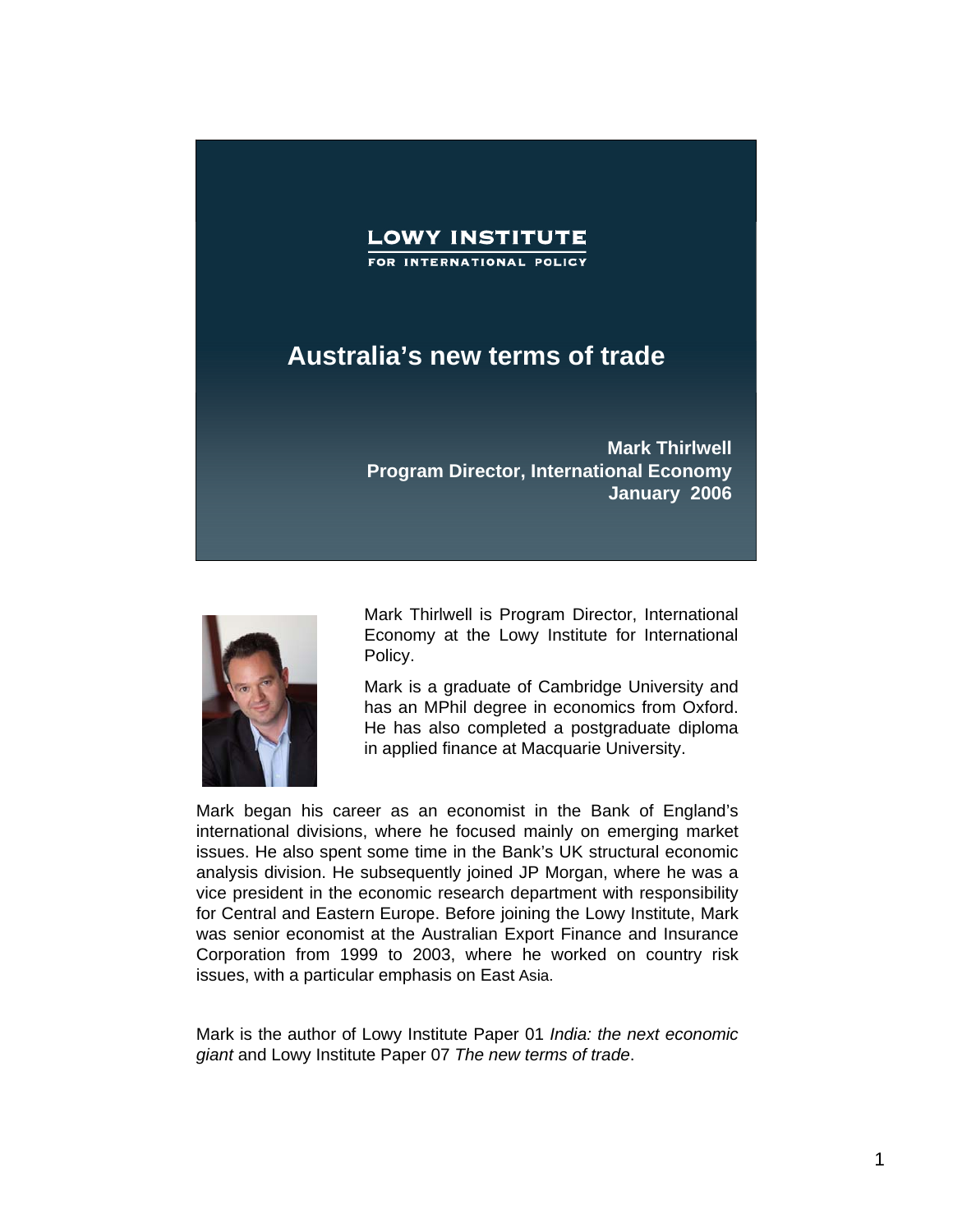**LOWY INSTITUTE**
**FOR INTERNATIONAL POLICY**

# Australia's new terms of trade

**Mark Thirlwell**
**Program Director, International Economy**
**January 2006**

Mark Thirlwell is Program Director, International Economy at the Lowy Institute for International Policy.

Mark is a graduate of Cambridge University and has an MPhil degree in economics from Oxford. He has also completed a postgraduate diploma in applied finance at Macquarie University.

Mark began his career as an economist in the Bank of England's international divisions, where he focused mainly on emerging market issues. He also spent some time in the Bank's UK structural economic analysis division. He subsequently joined JP Morgan, where he was a vice president in the economic research department with responsibility for Central and Eastern Europe. Before joining the Lowy Institute, Mark was senior economist at the Australian Export Finance and Insurance Corporation from 1999 to 2003, where he worked on country risk issues, with a particular emphasis on East Asia.

Mark is the author of Lowy Institute Paper 01 *India: the next economic giant* and Lowy Institute Paper 07 *The new terms of trade*.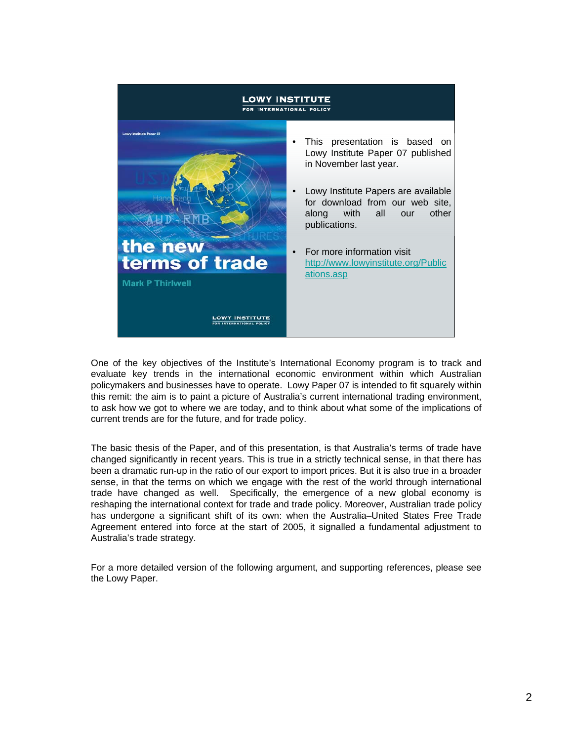**LOWY INSTITUTE**
FOR INTERNATIONAL POLICY

Lowy Institute Paper 07

**the new terms of trade**

Mark P Thirlwell

- This presentation is based on Lowy Institute Paper 07 published in November last year.
- Lowy Institute Papers are available for download from our web site, along with all our other publications.
- For more information visit http://www.lowyinstitute.org/Publications.asp

One of the key objectives of the Institute's International Economy program is to track and evaluate key trends in the international economic environment within which Australian policymakers and businesses have to operate. Lowy Paper 07 is intended to fit squarely within this remit: the aim is to paint a picture of Australia's current international trading environment, to ask how we got to where we are today, and to think about what some of the implications of current trends are for the future, and for trade policy.

The basic thesis of the Paper, and of this presentation, is that Australia's terms of trade have changed significantly in recent years. This is true in a strictly technical sense, in that there has been a dramatic run-up in the ratio of our export to import prices. But it is also true in a broader sense, in that the terms on which we engage with the rest of the world through international trade have changed as well. Specifically, the emergence of a new global economy is reshaping the international context for trade and trade policy. Moreover, Australian trade policy has undergone a significant shift of its own: when the Australia–United States Free Trade Agreement entered into force at the start of 2005, it signalled a fundamental adjustment to Australia's trade strategy.

For a more detailed version of the following argument, and supporting references, please see the Lowy Paper.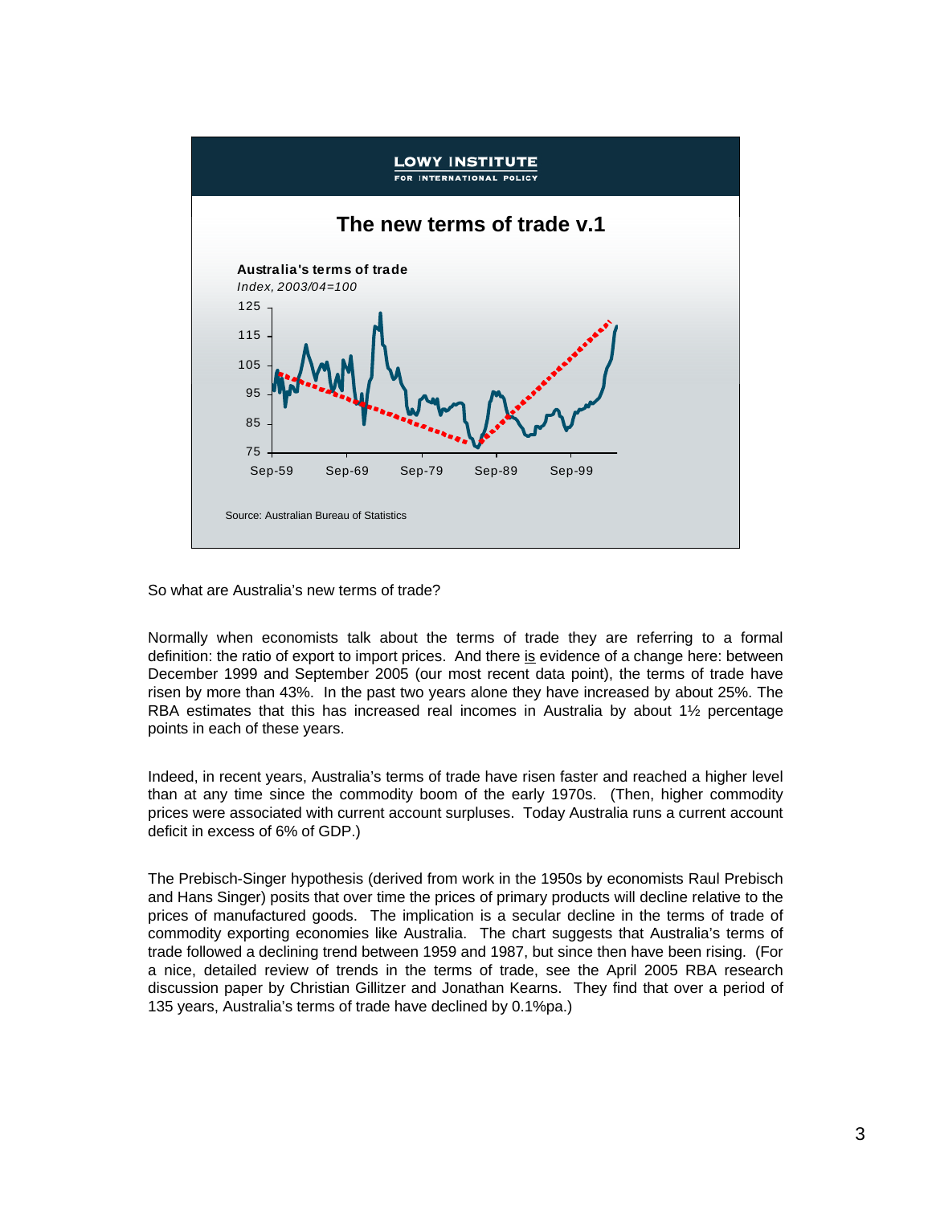LOWY INSTITUTE FOR INTERNATIONAL POLICY

## The new terms of trade v.1

**Australia's terms of trade**

*Index, 2003/04=100*

Source: Australian Bureau of Statistics

So what are Australia's new terms of trade?

Normally when economists talk about the terms of trade they are referring to a formal definition: the ratio of export to import prices. And there is evidence of a change here: between December 1999 and September 2005 (our most recent data point), the terms of trade have risen by more than 43%. In the past two years alone they have increased by about 25%. The RBA estimates that this has increased real incomes in Australia by about 1½ percentage points in each of these years.

Indeed, in recent years, Australia's terms of trade have risen faster and reached a higher level than at any time since the commodity boom of the early 1970s. (Then, higher commodity prices were associated with current account surpluses. Today Australia runs a current account deficit in excess of 6% of GDP.)

The Prebisch-Singer hypothesis (derived from work in the 1950s by economists Raul Prebisch and Hans Singer) posits that over time the prices of primary products will decline relative to the prices of manufactured goods. The implication is a secular decline in the terms of trade of commodity exporting economies like Australia. The chart suggests that Australia's terms of trade followed a declining trend between 1959 and 1987, but since then have been rising. (For a nice, detailed review of trends in the terms of trade, see the April 2005 RBA research discussion paper by Christian Gillitzer and Jonathan Kearns. They find that over a period of 135 years, Australia's terms of trade have declined by 0.1%pa.)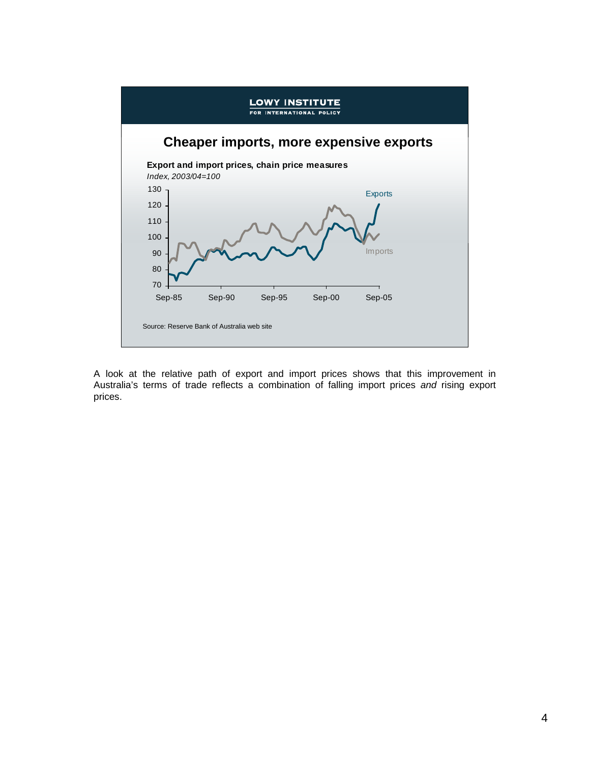## Cheaper imports, more expensive exports

**Export and import prices, chain price measures**

*Index, 2003/04=100*

Source: Reserve Bank of Australia web site

A look at the relative path of export and import prices shows that this improvement in Australia's terms of trade reflects a combination of falling import prices *and* rising export prices.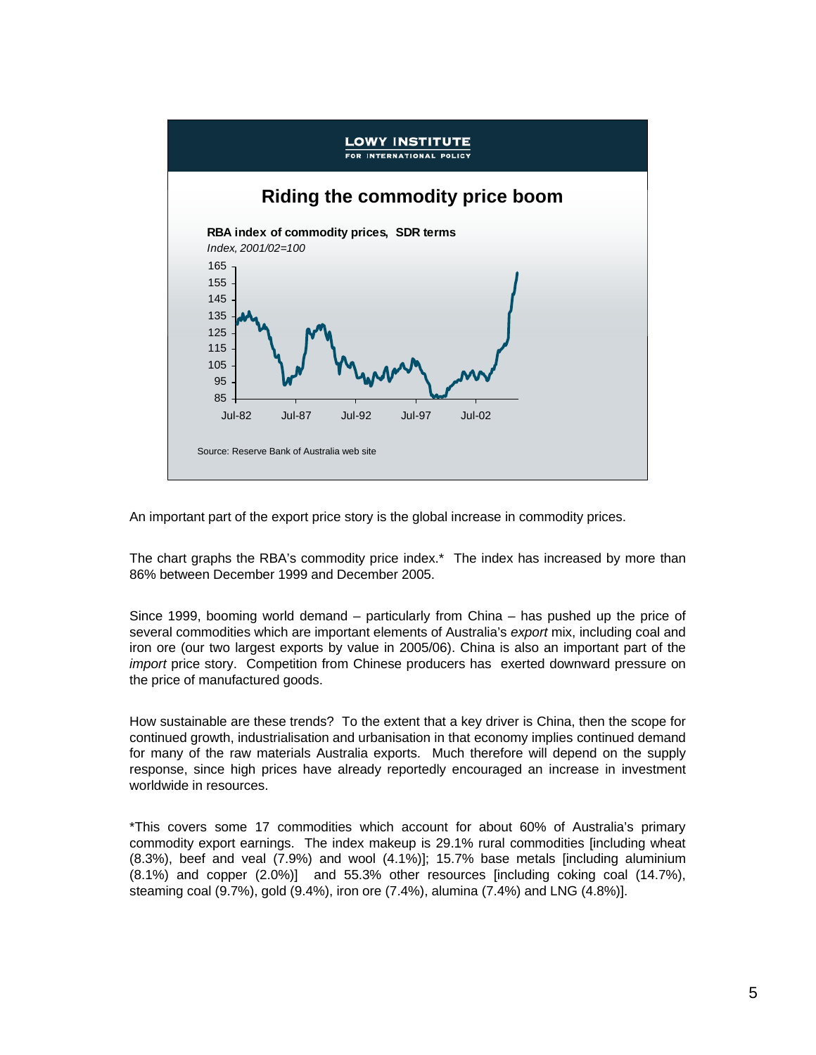**LOWY INSTITUTE**
FOR INTERNATIONAL POLICY

## Riding the commodity price boom

**RBA index of commodity prices, SDR terms**
*Index, 2001/02=100*

Source: Reserve Bank of Australia web site

An important part of the export price story is the global increase in commodity prices.

The chart graphs the RBA's commodity price index.* The index has increased by more than 86% between December 1999 and December 2005.

Since 1999, booming world demand – particularly from China – has pushed up the price of several commodities which are important elements of Australia's *export* mix, including coal and iron ore (our two largest exports by value in 2005/06). China is also an important part of the *import* price story. Competition from Chinese producers has exerted downward pressure on the price of manufactured goods.

How sustainable are these trends? To the extent that a key driver is China, then the scope for continued growth, industrialisation and urbanisation in that economy implies continued demand for many of the raw materials Australia exports. Much therefore will depend on the supply response, since high prices have already reportedly encouraged an increase in investment worldwide in resources.

*This covers some 17 commodities which account for about 60% of Australia's primary commodity export earnings. The index makeup is 29.1% rural commodities [including wheat (8.3%), beef and veal (7.9%) and wool (4.1%)]; 15.7% base metals [including aluminium (8.1%) and copper (2.0%)] and 55.3% other resources [including coking coal (14.7%), steaming coal (9.7%), gold (9.4%), iron ore (7.4%), alumina (7.4%) and LNG (4.8%)].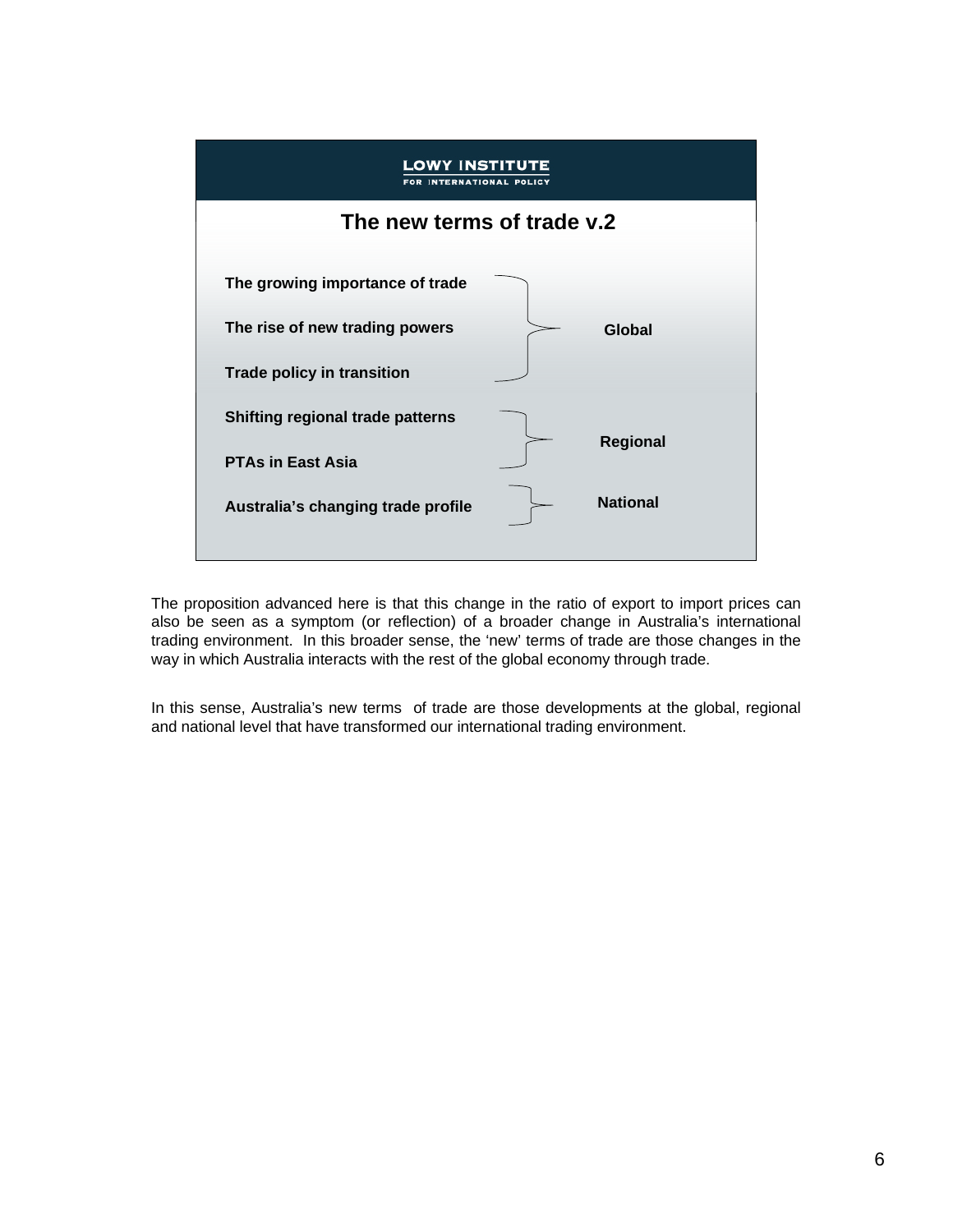**LOWY INSTITUTE**
**FOR INTERNATIONAL POLICY**

## The new terms of trade v.2

| Topic | Level |
| --- | --- |
| **The growing importance of trade** | **Global** |
| **The rise of new trading powers** | |
| **Trade policy in transition** | |
| **Shifting regional trade patterns** | **Regional** |
| **PTAs in East Asia** | |
| **Australia's changing trade profile** | **National** |

The proposition advanced here is that this change in the ratio of export to import prices can also be seen as a symptom (or reflection) of a broader change in Australia's international trading environment. In this broader sense, the 'new' terms of trade are those changes in the way in which Australia interacts with the rest of the global economy through trade.

In this sense, Australia's new terms of trade are those developments at the global, regional and national level that have transformed our international trading environment.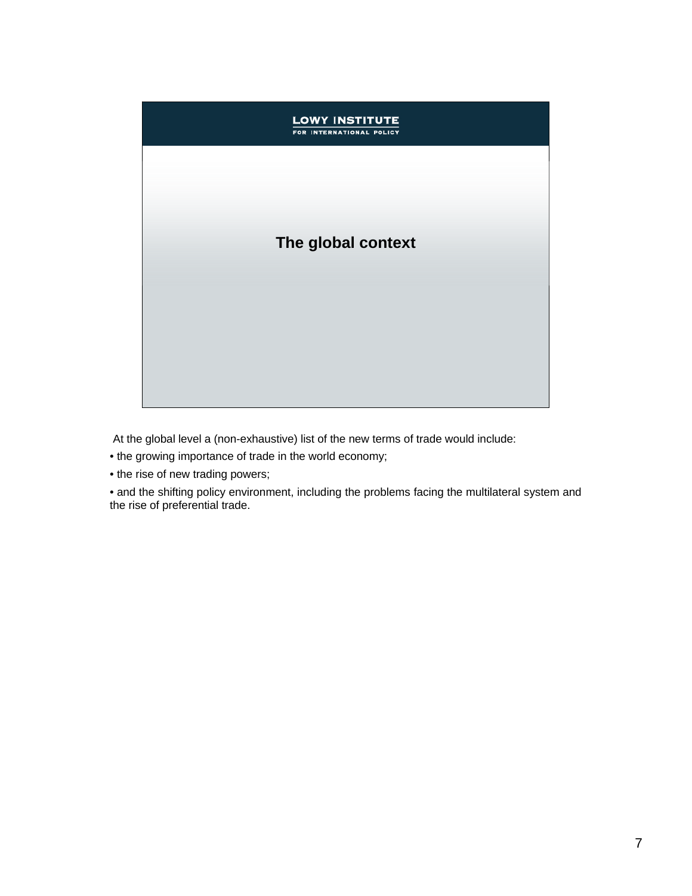LOWY INSTITUTE
FOR INTERNATIONAL POLICY

## The global context

At the global level a (non-exhaustive) list of the new terms of trade would include:

- the growing importance of trade in the world economy;
- the rise of new trading powers;
- and the shifting policy environment, including the problems facing the multilateral system and the rise of preferential trade.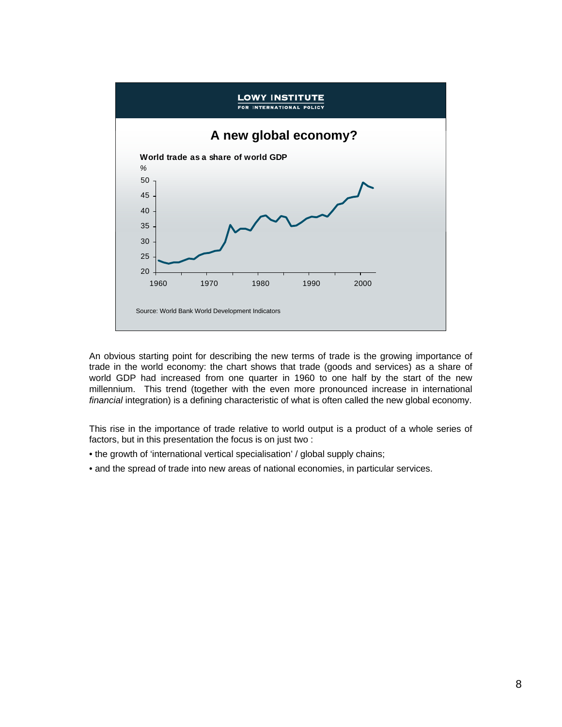LOWY INSTITUTE
FOR INTERNATIONAL POLICY

## A new global economy?

**World trade as a share of world GDP**

%

Source: World Bank World Development Indicators

An obvious starting point for describing the new terms of trade is the growing importance of trade in the world economy: the chart shows that trade (goods and services) as a share of world GDP had increased from one quarter in 1960 to one half by the start of the new millennium. This trend (together with the even more pronounced increase in international *financial* integration) is a defining characteristic of what is often called the new global economy.

This rise in the importance of trade relative to world output is a product of a whole series of factors, but in this presentation the focus is on just two :

- the growth of 'international vertical specialisation' / global supply chains;
- and the spread of trade into new areas of national economies, in particular services.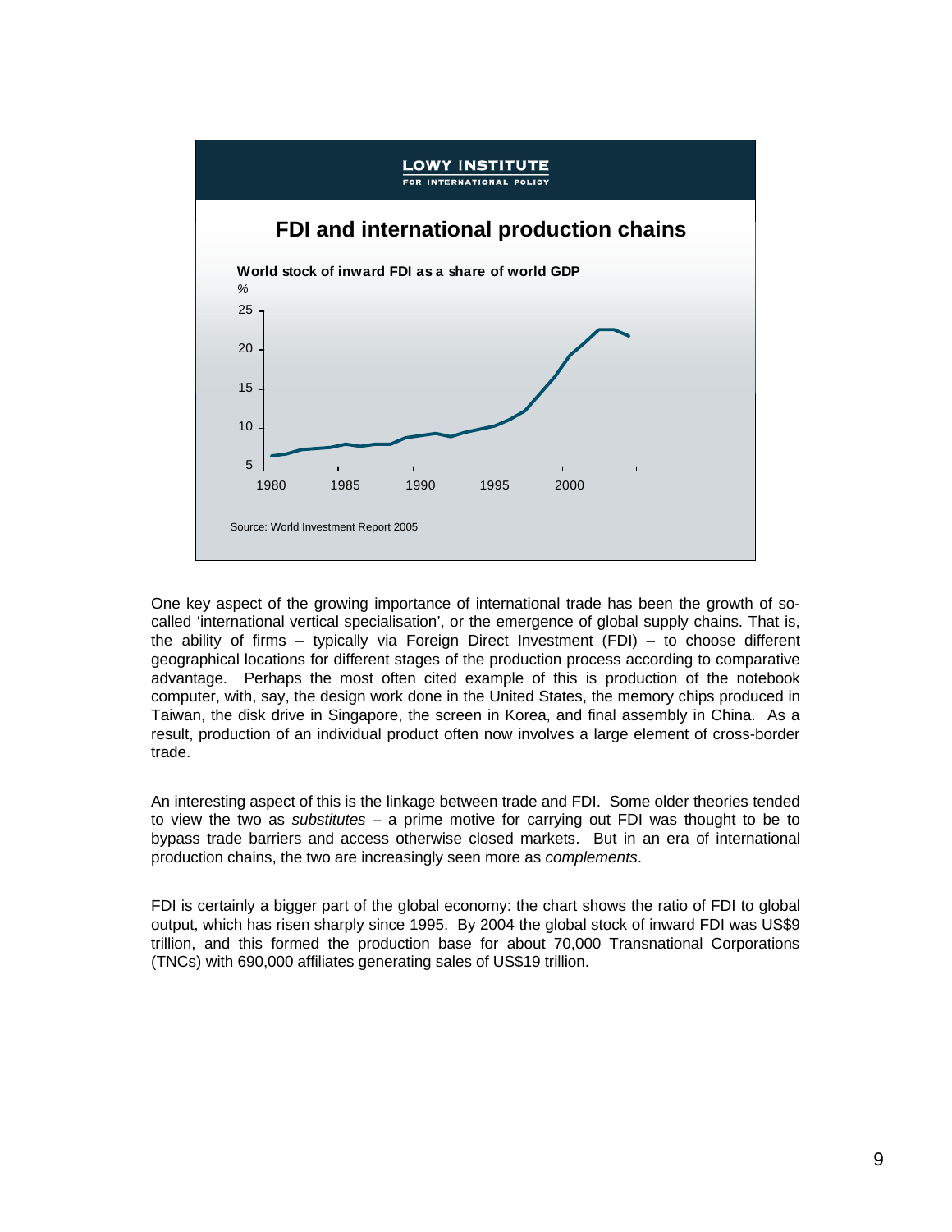**LOWY INSTITUTE**
FOR INTERNATIONAL POLICY

## FDI and international production chains

**World stock of inward FDI as a share of world GDP**

%

Source: World Investment Report 2005

One key aspect of the growing importance of international trade has been the growth of so-called 'international vertical specialisation', or the emergence of global supply chains. That is, the ability of firms – typically via Foreign Direct Investment (FDI) – to choose different geographical locations for different stages of the production process according to comparative advantage. Perhaps the most often cited example of this is production of the notebook computer, with, say, the design work done in the United States, the memory chips produced in Taiwan, the disk drive in Singapore, the screen in Korea, and final assembly in China. As a result, production of an individual product often now involves a large element of cross-border trade.

An interesting aspect of this is the linkage between trade and FDI. Some older theories tended to view the two as *substitutes* – a prime motive for carrying out FDI was thought to be to bypass trade barriers and access otherwise closed markets. But in an era of international production chains, the two are increasingly seen more as *complements*.

FDI is certainly a bigger part of the global economy: the chart shows the ratio of FDI to global output, which has risen sharply since 1995. By 2004 the global stock of inward FDI was US$9 trillion, and this formed the production base for about 70,000 Transnational Corporations (TNCs) with 690,000 affiliates generating sales of US$19 trillion.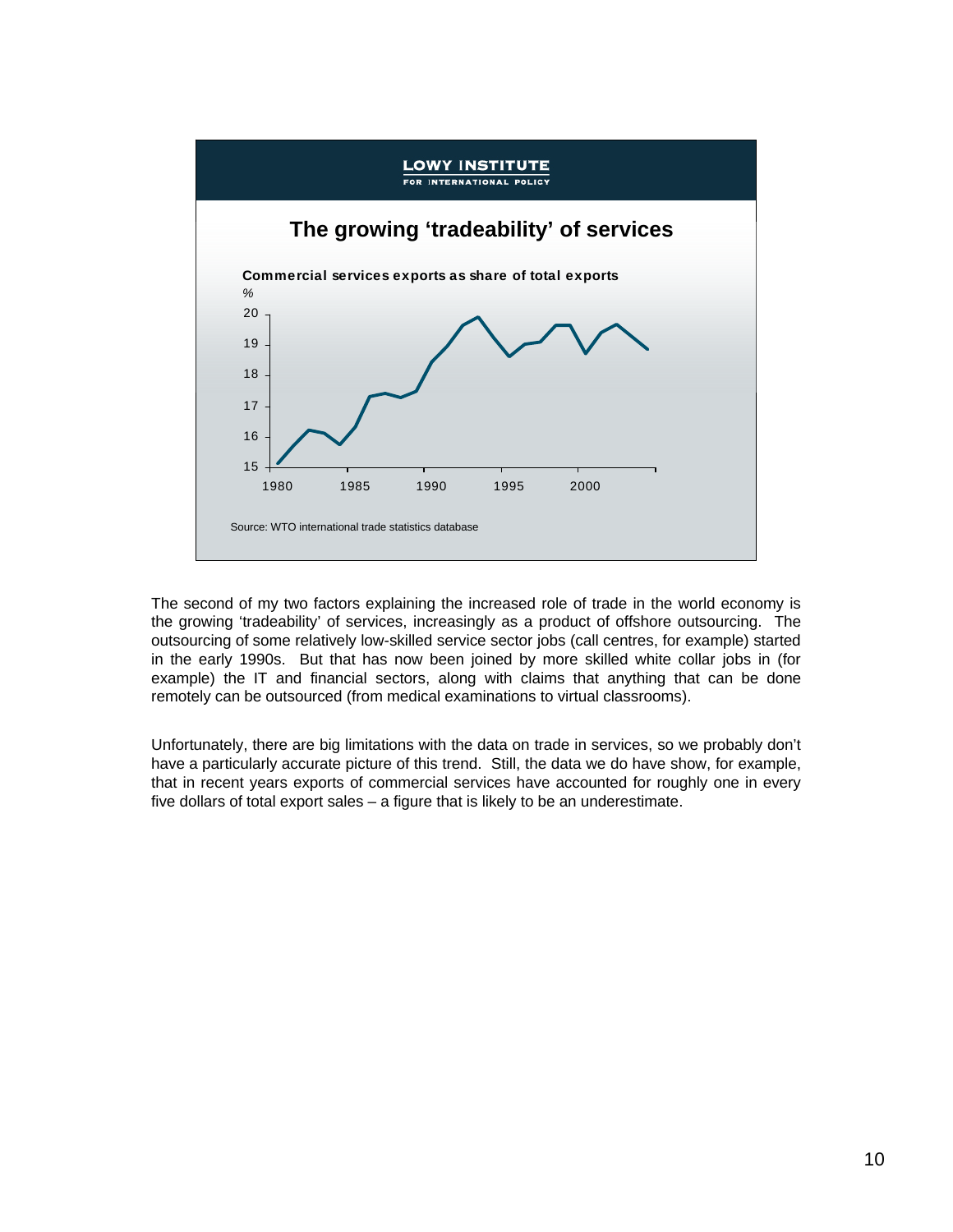LOWY INSTITUTE FOR INTERNATIONAL POLICY

## The growing 'tradeability' of services

**Commercial services exports as share of total exports**

Source: WTO international trade statistics database

The second of my two factors explaining the increased role of trade in the world economy is the growing 'tradeability' of services, increasingly as a product of offshore outsourcing. The outsourcing of some relatively low-skilled service sector jobs (call centres, for example) started in the early 1990s. But that has now been joined by more skilled white collar jobs in (for example) the IT and financial sectors, along with claims that anything that can be done remotely can be outsourced (from medical examinations to virtual classrooms).

Unfortunately, there are big limitations with the data on trade in services, so we probably don't have a particularly accurate picture of this trend. Still, the data we do have show, for example, that in recent years exports of commercial services have accounted for roughly one in every five dollars of total export sales – a figure that is likely to be an underestimate.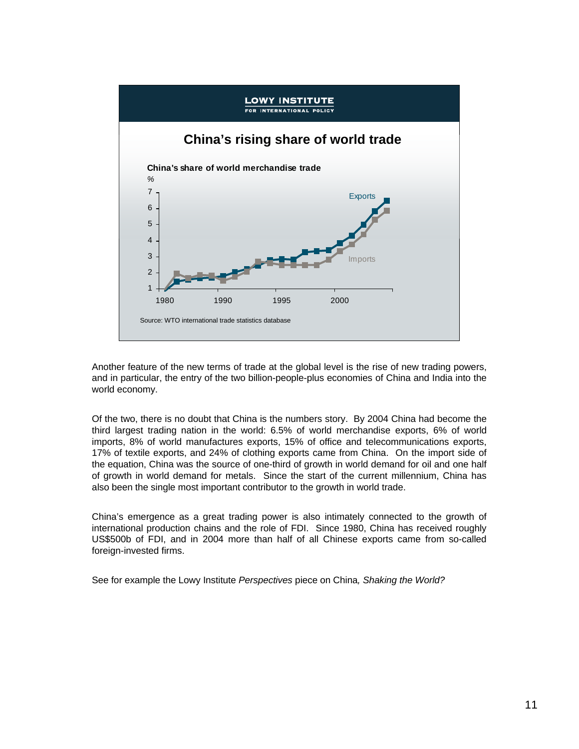LOWY INSTITUTE FOR INTERNATIONAL POLICY

## China's rising share of world trade

**China's share of world merchandise trade**

%

Source: WTO international trade statistics database

Another feature of the new terms of trade at the global level is the rise of new trading powers, and in particular, the entry of the two billion-people-plus economies of China and India into the world economy.

Of the two, there is no doubt that China is the numbers story. By 2004 China had become the third largest trading nation in the world: 6.5% of world merchandise exports, 6% of world imports, 8% of world manufactures exports, 15% of office and telecommunications exports, 17% of textile exports, and 24% of clothing exports came from China. On the import side of the equation, China was the source of one-third of growth in world demand for oil and one half of growth in world demand for metals. Since the start of the current millennium, China has also been the single most important contributor to the growth in world trade.

China's emergence as a great trading power is also intimately connected to the growth of international production chains and the role of FDI. Since 1980, China has received roughly US$500b of FDI, and in 2004 more than half of all Chinese exports came from so-called foreign-invested firms.

See for example the Lowy Institute *Perspectives* piece on China*, Shaking the World?*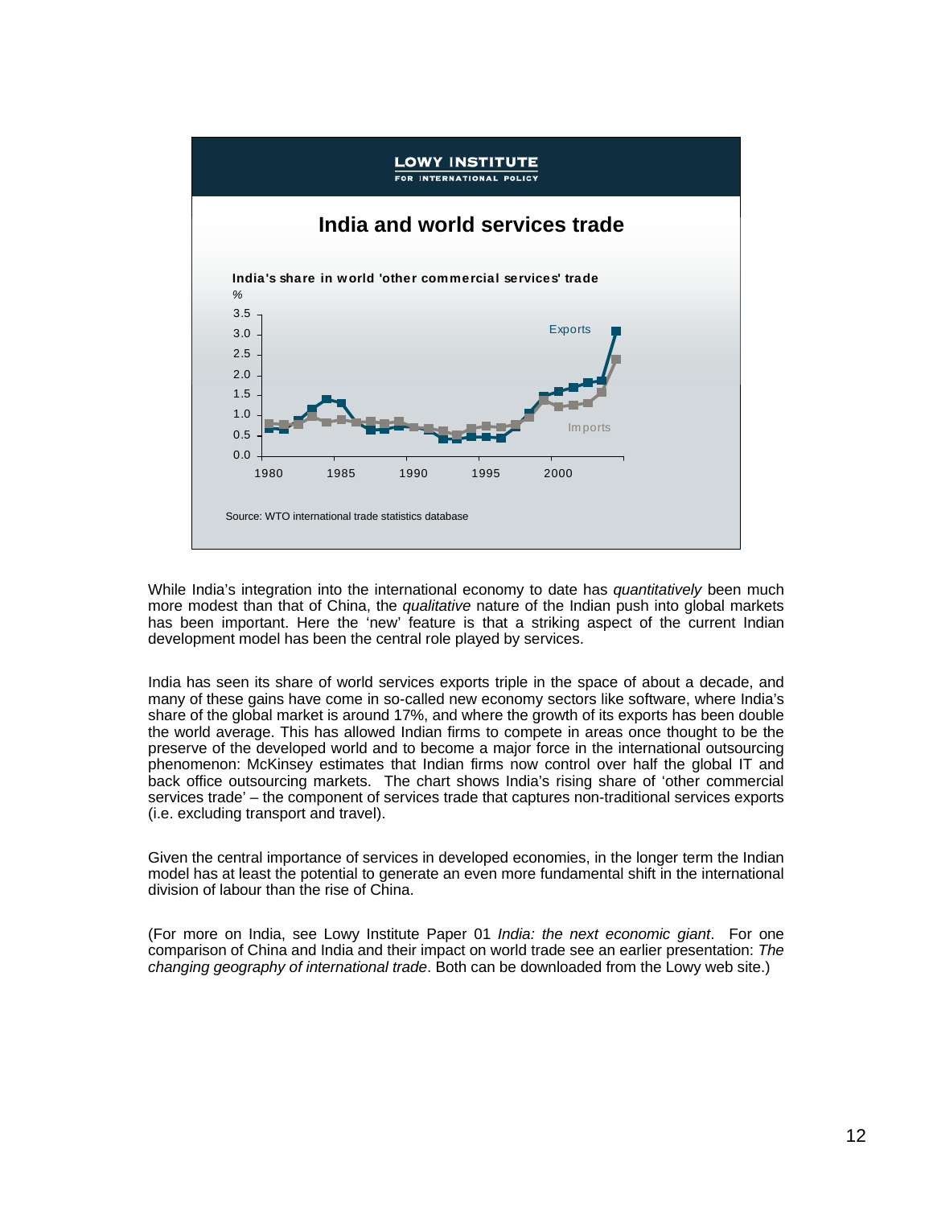## India and world services trade

**India's share in world 'other commercial services' trade**

Source: WTO international trade statistics database

While India's integration into the international economy to date has *quantitatively* been much more modest than that of China, the *qualitative* nature of the Indian push into global markets has been important. Here the 'new' feature is that a striking aspect of the current Indian development model has been the central role played by services.

India has seen its share of world services exports triple in the space of about a decade, and many of these gains have come in so-called new economy sectors like software, where India's share of the global market is around 17%, and where the growth of its exports has been double the world average. This has allowed Indian firms to compete in areas once thought to be the preserve of the developed world and to become a major force in the international outsourcing phenomenon: McKinsey estimates that Indian firms now control over half the global IT and back office outsourcing markets. The chart shows India's rising share of 'other commercial services trade' – the component of services trade that captures non-traditional services exports (i.e. excluding transport and travel).

Given the central importance of services in developed economies, in the longer term the Indian model has at least the potential to generate an even more fundamental shift in the international division of labour than the rise of China.

(For more on India, see Lowy Institute Paper 01 *India: the next economic giant*. For one comparison of China and India and their impact on world trade see an earlier presentation: *The changing geography of international trade*. Both can be downloaded from the Lowy web site.)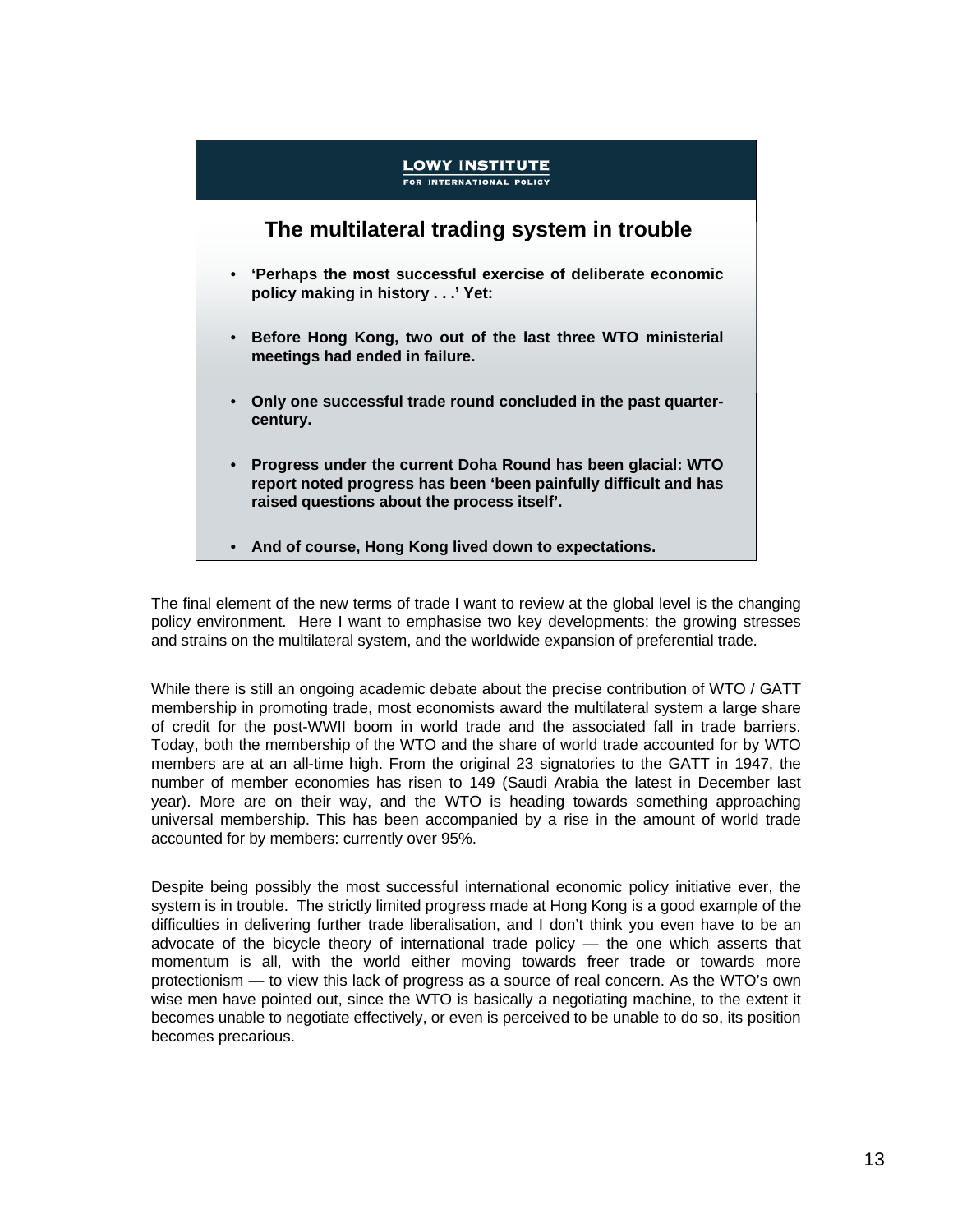**LOWY INSTITUTE**
**FOR INTERNATIONAL POLICY**

## The multilateral trading system in trouble

- **'Perhaps the most successful exercise of deliberate economic policy making in history . . .' Yet:**
- **Before Hong Kong, two out of the last three WTO ministerial meetings had ended in failure.**
- **Only one successful trade round concluded in the past quarter-century.**
- **Progress under the current Doha Round has been glacial: WTO report noted progress has been 'been painfully difficult and has raised questions about the process itself'.**
- **And of course, Hong Kong lived down to expectations.**

The final element of the new terms of trade I want to review at the global level is the changing policy environment. Here I want to emphasise two key developments: the growing stresses and strains on the multilateral system, and the worldwide expansion of preferential trade.

While there is still an ongoing academic debate about the precise contribution of WTO / GATT membership in promoting trade, most economists award the multilateral system a large share of credit for the post-WWII boom in world trade and the associated fall in trade barriers. Today, both the membership of the WTO and the share of world trade accounted for by WTO members are at an all-time high. From the original 23 signatories to the GATT in 1947, the number of member economies has risen to 149 (Saudi Arabia the latest in December last year). More are on their way, and the WTO is heading towards something approaching universal membership. This has been accompanied by a rise in the amount of world trade accounted for by members: currently over 95%.

Despite being possibly the most successful international economic policy initiative ever, the system is in trouble. The strictly limited progress made at Hong Kong is a good example of the difficulties in delivering further trade liberalisation, and I don't think you even have to be an advocate of the bicycle theory of international trade policy — the one which asserts that momentum is all, with the world either moving towards freer trade or towards more protectionism — to view this lack of progress as a source of real concern. As the WTO's own wise men have pointed out, since the WTO is basically a negotiating machine, to the extent it becomes unable to negotiate effectively, or even is perceived to be unable to do so, its position becomes precarious.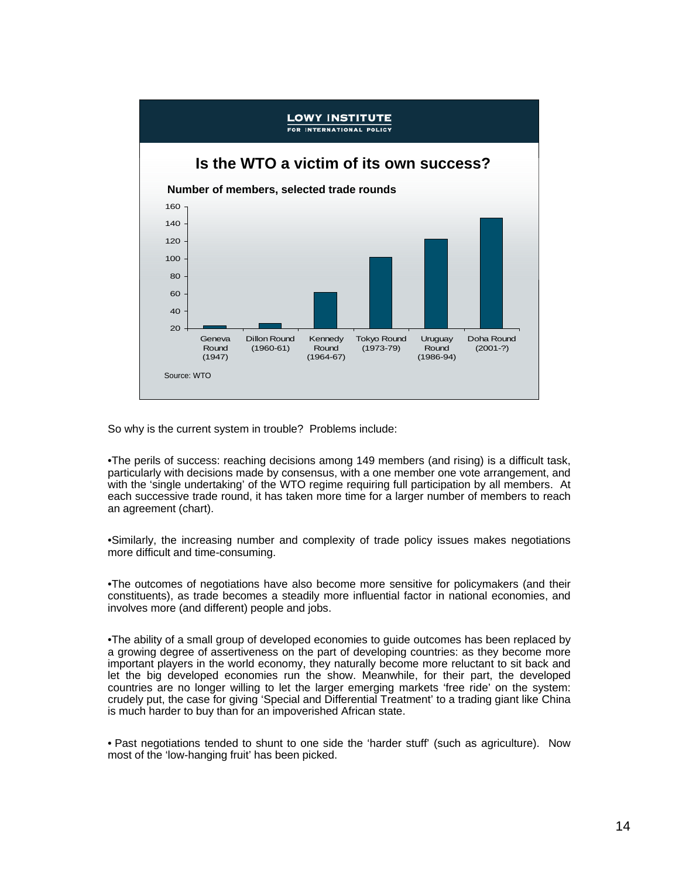**LOWY INSTITUTE**
FOR INTERNATIONAL POLICY

## Is the WTO a victim of its own success?

**Number of members, selected trade rounds**

| Trade round | Number of members (approx.) |
|---|---|
| Geneva Round (1947) | 23 |
| Dillon Round (1960-61) | 26 |
| Kennedy Round (1964-67) | 62 |
| Tokyo Round (1973-79) | 102 |
| Uruguay Round (1986-94) | 123 |
| Doha Round (2001-?) | 147 |

Source: WTO

So why is the current system in trouble? Problems include:

- The perils of success: reaching decisions among 149 members (and rising) is a difficult task, particularly with decisions made by consensus, with a one member one vote arrangement, and with the 'single undertaking' of the WTO regime requiring full participation by all members. At each successive trade round, it has taken more time for a larger number of members to reach an agreement (chart).

- Similarly, the increasing number and complexity of trade policy issues makes negotiations more difficult and time-consuming.

- The outcomes of negotiations have also become more sensitive for policymakers (and their constituents), as trade becomes a steadily more influential factor in national economies, and involves more (and different) people and jobs.

- The ability of a small group of developed economies to guide outcomes has been replaced by a growing degree of assertiveness on the part of developing countries: as they become more important players in the world economy, they naturally become more reluctant to sit back and let the big developed economies run the show. Meanwhile, for their part, the developed countries are no longer willing to let the larger emerging markets 'free ride' on the system: crudely put, the case for giving 'Special and Differential Treatment' to a trading giant like China is much harder to buy than for an impoverished African state.

- Past negotiations tended to shunt to one side the 'harder stuff' (such as agriculture). Now most of the 'low-hanging fruit' has been picked.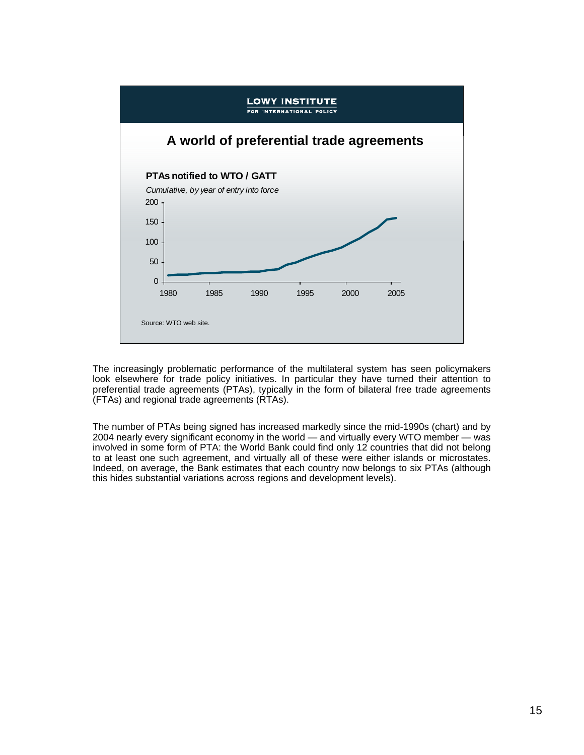LOWY INSTITUTE
FOR INTERNATIONAL POLICY

## A world of preferential trade agreements

**PTAs notified to WTO / GATT**

*Cumulative, by year of entry into force*

Source: WTO web site.

The increasingly problematic performance of the multilateral system has seen policymakers look elsewhere for trade policy initiatives. In particular they have turned their attention to preferential trade agreements (PTAs), typically in the form of bilateral free trade agreements (FTAs) and regional trade agreements (RTAs).

The number of PTAs being signed has increased markedly since the mid-1990s (chart) and by 2004 nearly every significant economy in the world — and virtually every WTO member — was involved in some form of PTA: the World Bank could find only 12 countries that did not belong to at least one such agreement, and virtually all of these were either islands or microstates. Indeed, on average, the Bank estimates that each country now belongs to six PTAs (although this hides substantial variations across regions and development levels).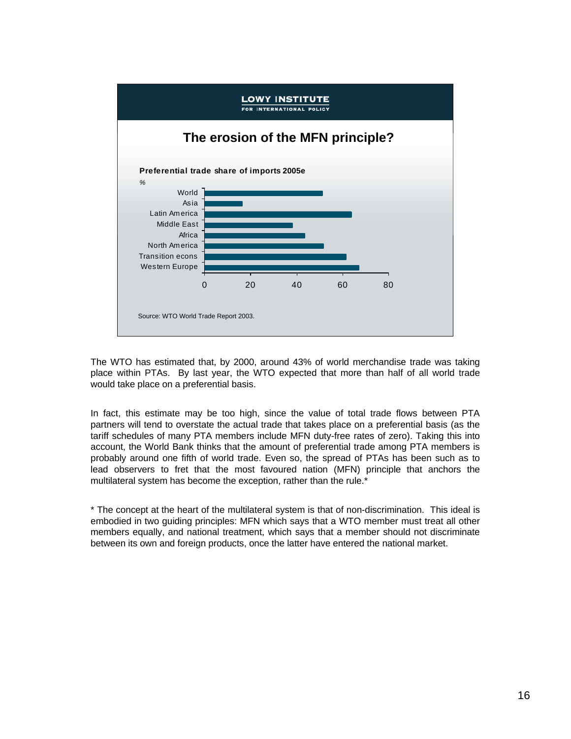**LOWY INSTITUTE**
FOR INTERNATIONAL POLICY

## The erosion of the MFN principle?

**Preferential trade share of imports 2005e**

%

| Region | Approx. share (%) |
|---|---|
| World | 51 |
| Asia | 17 |
| Latin America | 64 |
| Middle East | 38 |
| Africa | 44 |
| North America | 52 |
| Transition econs | 62 |
| Western Europe | 67 |

Source: WTO World Trade Report 2003.

The WTO has estimated that, by 2000, around 43% of world merchandise trade was taking place within PTAs. By last year, the WTO expected that more than half of all world trade would take place on a preferential basis.

In fact, this estimate may be too high, since the value of total trade flows between PTA partners will tend to overstate the actual trade that takes place on a preferential basis (as the tariff schedules of many PTA members include MFN duty-free rates of zero). Taking this into account, the World Bank thinks that the amount of preferential trade among PTA members is probably around one fifth of world trade. Even so, the spread of PTAs has been such as to lead observers to fret that the most favoured nation (MFN) principle that anchors the multilateral system has become the exception, rather than the rule.*

* The concept at the heart of the multilateral system is that of non-discrimination. This ideal is embodied in two guiding principles: MFN which says that a WTO member must treat all other members equally, and national treatment, which says that a member should not discriminate between its own and foreign products, once the latter have entered the national market.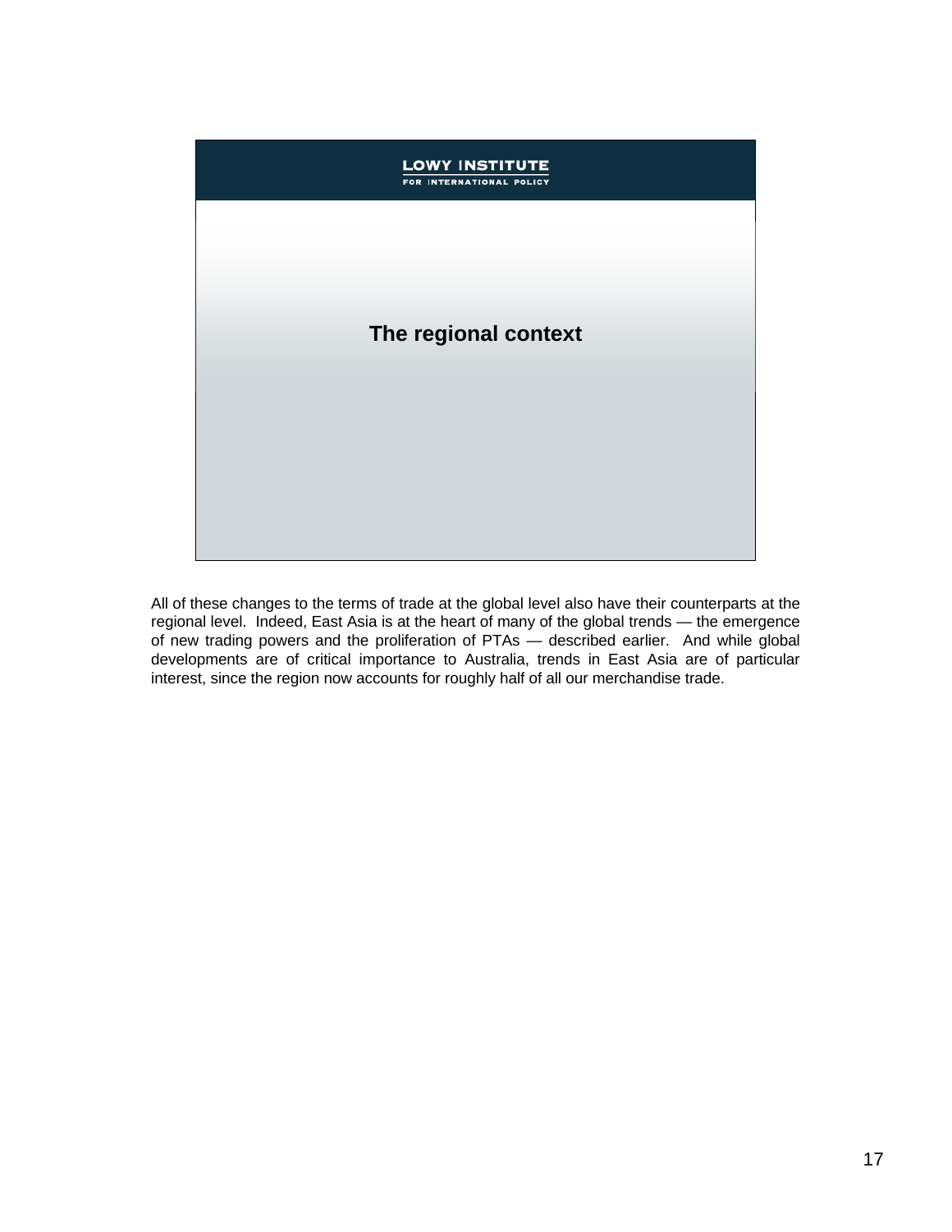LOWY INSTITUTE
FOR INTERNATIONAL POLICY

## The regional context

All of these changes to the terms of trade at the global level also have their counterparts at the regional level. Indeed, East Asia is at the heart of many of the global trends — the emergence of new trading powers and the proliferation of PTAs — described earlier. And while global developments are of critical importance to Australia, trends in East Asia are of particular interest, since the region now accounts for roughly half of all our merchandise trade.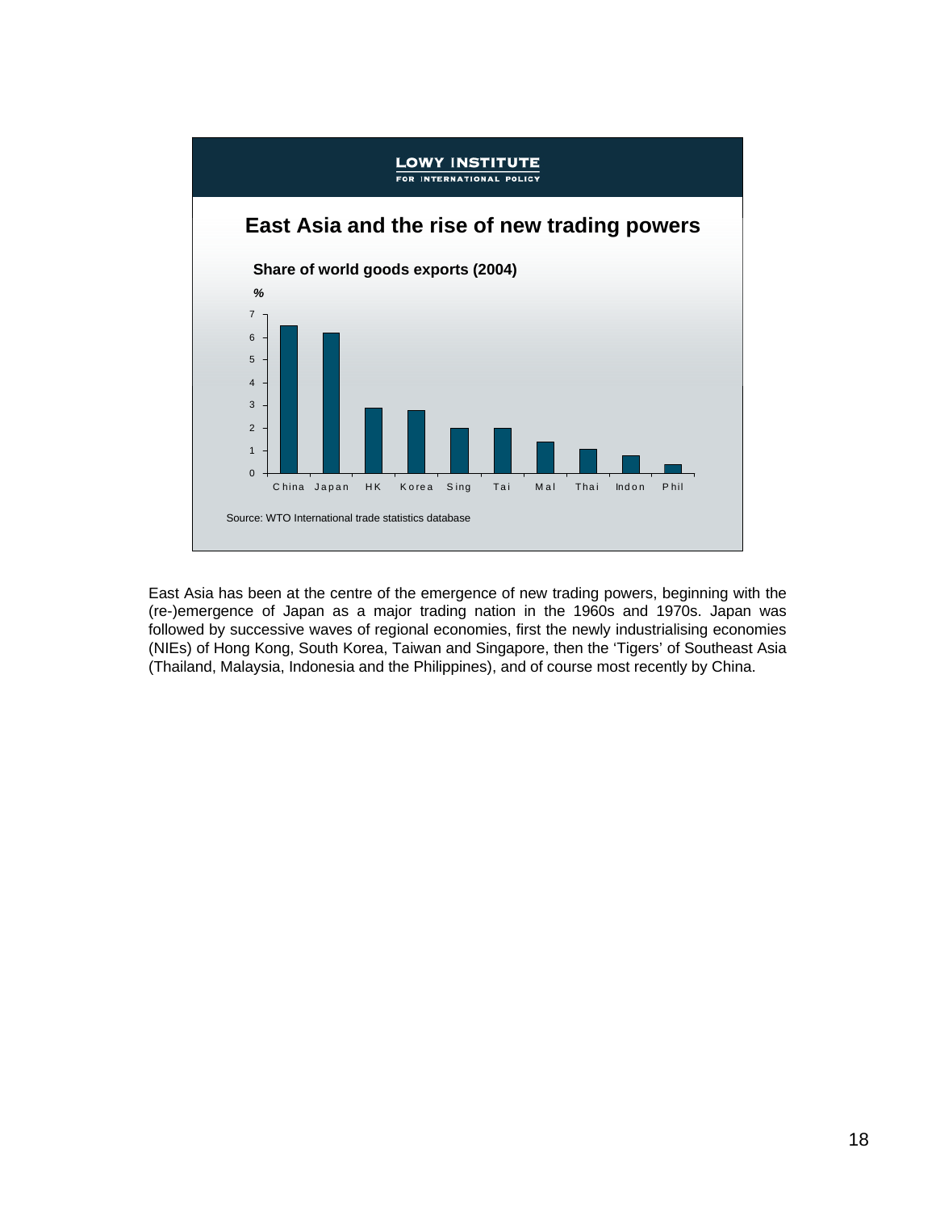**LOWY INSTITUTE**
**FOR INTERNATIONAL POLICY**

## East Asia and the rise of new trading powers

**Share of world goods exports (2004)**

*%*

Source: WTO International trade statistics database

East Asia has been at the centre of the emergence of new trading powers, beginning with the (re-)emergence of Japan as a major trading nation in the 1960s and 1970s. Japan was followed by successive waves of regional economies, first the newly industrialising economies (NIEs) of Hong Kong, South Korea, Taiwan and Singapore, then the 'Tigers' of Southeast Asia (Thailand, Malaysia, Indonesia and the Philippines), and of course most recently by China.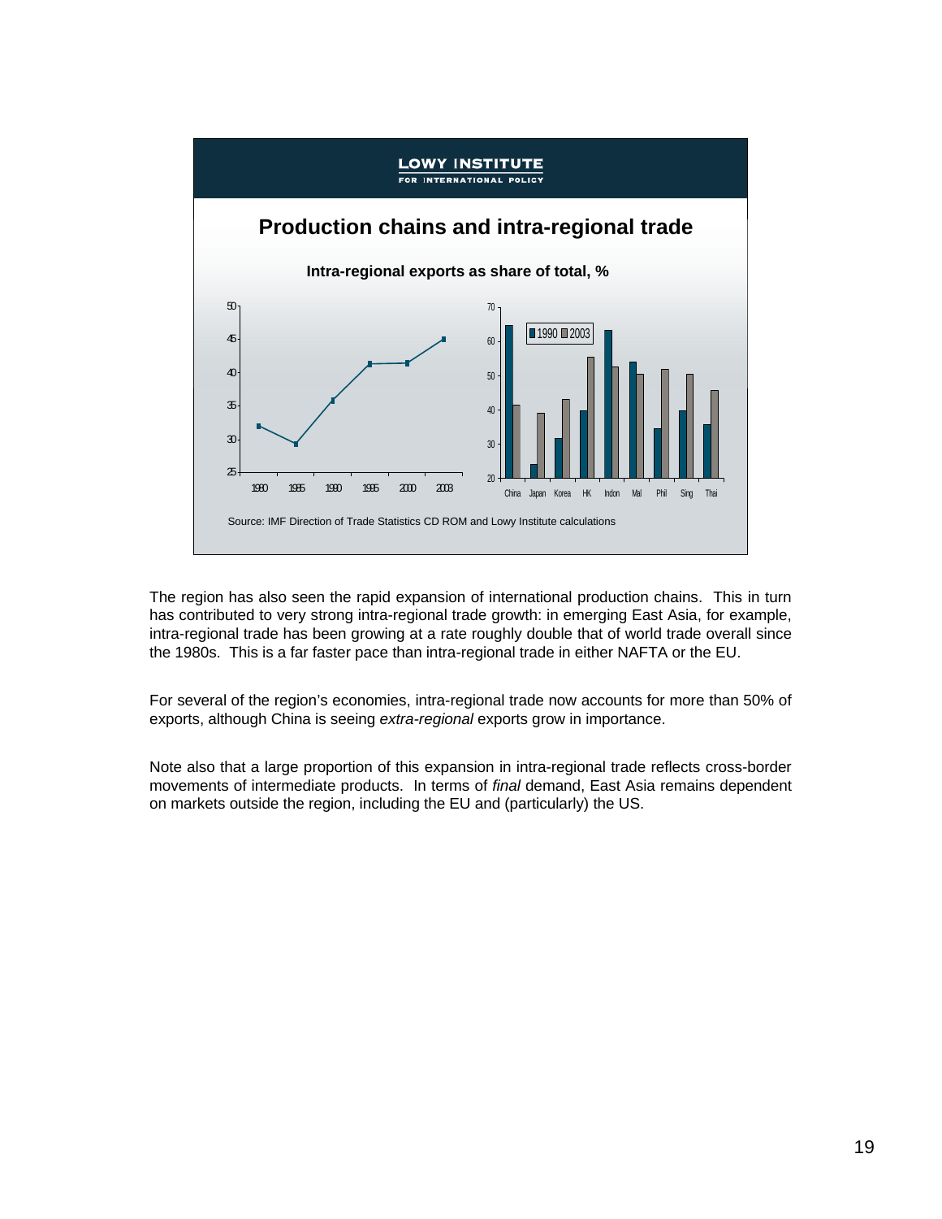**LOWY INSTITUTE**
FOR INTERNATIONAL POLICY

## Production chains and intra-regional trade

**Intra-regional exports as share of total, %**

Source: IMF Direction of Trade Statistics CD ROM and Lowy Institute calculations

The region has also seen the rapid expansion of international production chains. This in turn has contributed to very strong intra-regional trade growth: in emerging East Asia, for example, intra-regional trade has been growing at a rate roughly double that of world trade overall since the 1980s. This is a far faster pace than intra-regional trade in either NAFTA or the EU.

For several of the region's economies, intra-regional trade now accounts for more than 50% of exports, although China is seeing *extra-regional* exports grow in importance.

Note also that a large proportion of this expansion in intra-regional trade reflects cross-border movements of intermediate products. In terms of *final* demand, East Asia remains dependent on markets outside the region, including the EU and (particularly) the US.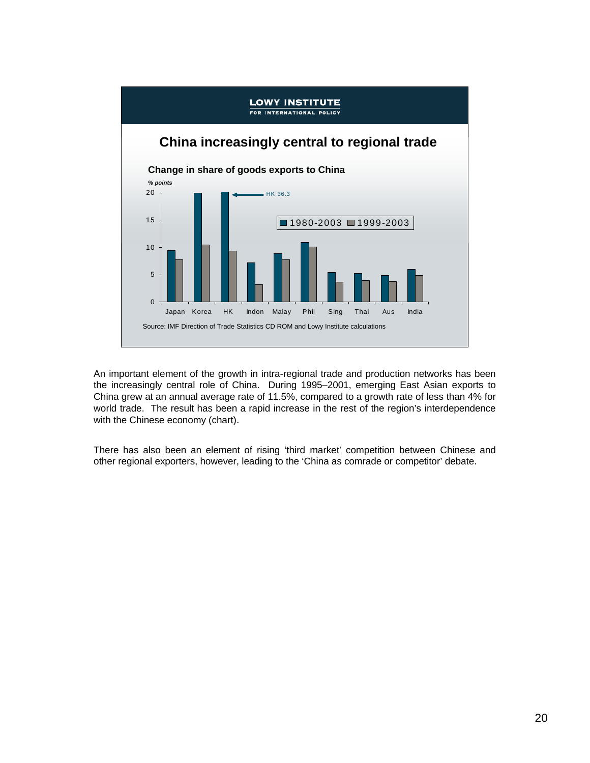**LOWY INSTITUTE**
FOR INTERNATIONAL POLICY

## China increasingly central to regional trade

**Change in share of goods exports to China**

*% points*

| | 1980-2003 | 1999-2003 |
|---|---|---|
| Japan | 9.5 | 7.8 |
| Korea | 20 | 10.5 |
| HK | 36.3 | 9.4 |
| Indon | 7.3 | 3.3 |
| Malay | 8.9 | 7.8 |
| Phil | 11 | 10.2 |
| Sing | 5.5 | 3.7 |
| Thai | 5.3 | 4 |
| Aus | 4.9 | 3.8 |
| India | 6 | 4.9 |

Source: IMF Direction of Trade Statistics CD ROM and Lowy Institute calculations

An important element of the growth in intra-regional trade and production networks has been the increasingly central role of China. During 1995–2001, emerging East Asian exports to China grew at an annual average rate of 11.5%, compared to a growth rate of less than 4% for world trade. The result has been a rapid increase in the rest of the region's interdependence with the Chinese economy (chart).

There has also been an element of rising 'third market' competition between Chinese and other regional exporters, however, leading to the 'China as comrade or competitor' debate.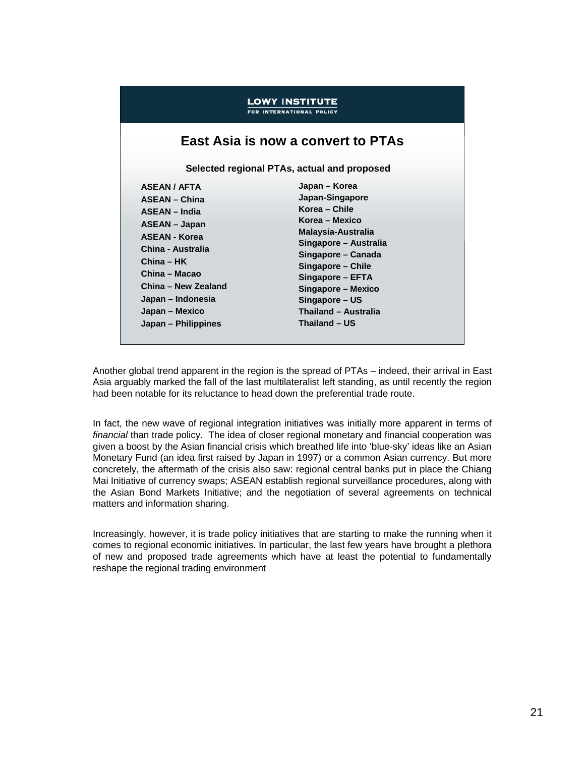**LOWY INSTITUTE**
FOR INTERNATIONAL POLICY

## East Asia is now a convert to PTAs

**Selected regional PTAs, actual and proposed**

- **ASEAN / AFTA**
- **ASEAN – China**
- **ASEAN – India**
- **ASEAN – Japan**
- **ASEAN - Korea**
- **China - Australia**
- **China – HK**
- **China – Macao**
- **China – New Zealand**
- **Japan – Indonesia**
- **Japan – Mexico**
- **Japan – Philippines**
- **Japan – Korea**
- **Japan-Singapore**
- **Korea – Chile**
- **Korea – Mexico**
- **Malaysia-Australia**
- **Singapore – Australia**
- **Singapore – Canada**
- **Singapore – Chile**
- **Singapore – EFTA**
- **Singapore – Mexico**
- **Singapore – US**
- **Thailand – Australia**
- **Thailand – US**

Another global trend apparent in the region is the spread of PTAs – indeed, their arrival in East Asia arguably marked the fall of the last multilateralist left standing, as until recently the region had been notable for its reluctance to head down the preferential trade route.

In fact, the new wave of regional integration initiatives was initially more apparent in terms of *financial* than trade policy. The idea of closer regional monetary and financial cooperation was given a boost by the Asian financial crisis which breathed life into 'blue-sky' ideas like an Asian Monetary Fund (an idea first raised by Japan in 1997) or a common Asian currency. But more concretely, the aftermath of the crisis also saw: regional central banks put in place the Chiang Mai Initiative of currency swaps; ASEAN establish regional surveillance procedures, along with the Asian Bond Markets Initiative; and the negotiation of several agreements on technical matters and information sharing.

Increasingly, however, it is trade policy initiatives that are starting to make the running when it comes to regional economic initiatives. In particular, the last few years have brought a plethora of new and proposed trade agreements which have at least the potential to fundamentally reshape the regional trading environment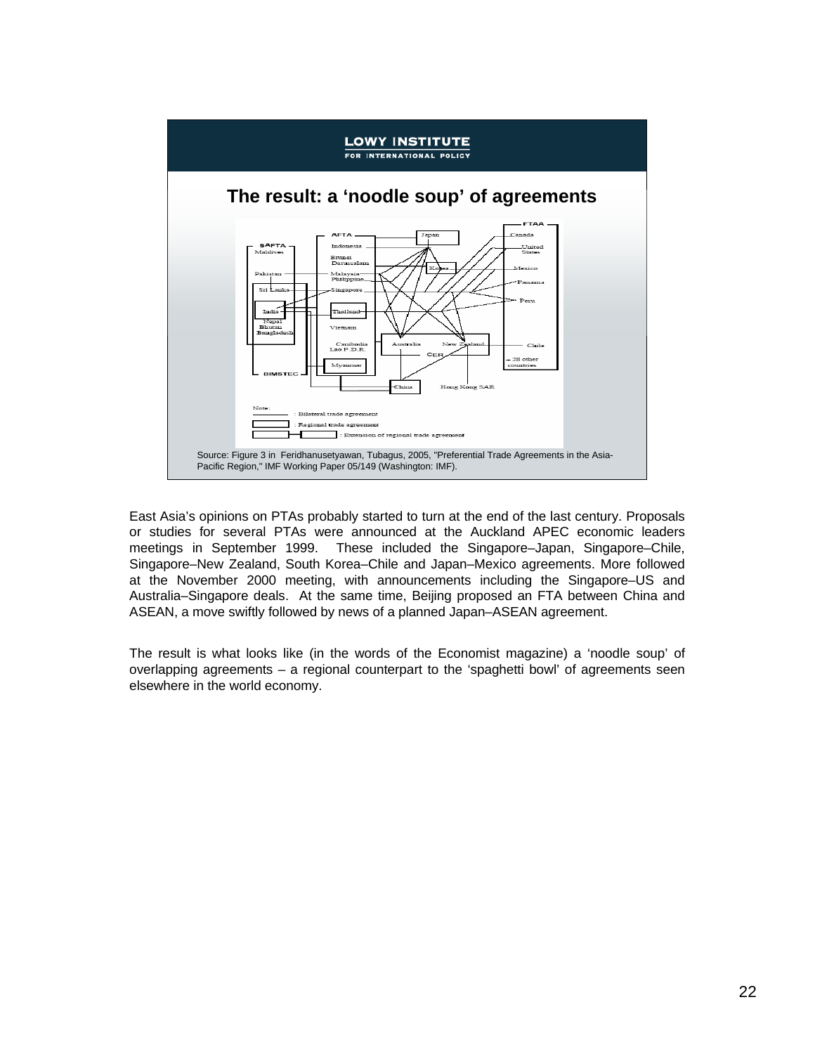LOWY INSTITUTE
FOR INTERNATIONAL POLICY

## The result: a 'noodle soup' of agreements

Source: Figure 3 in Feridhanusetyawan, Tubagus, 2005, "Preferential Trade Agreements in the Asia-Pacific Region," IMF Working Paper 05/149 (Washington: IMF).

East Asia's opinions on PTAs probably started to turn at the end of the last century. Proposals or studies for several PTAs were announced at the Auckland APEC economic leaders meetings in September 1999. These included the Singapore–Japan, Singapore–Chile, Singapore–New Zealand, South Korea–Chile and Japan–Mexico agreements. More followed at the November 2000 meeting, with announcements including the Singapore–US and Australia–Singapore deals. At the same time, Beijing proposed an FTA between China and ASEAN, a move swiftly followed by news of a planned Japan–ASEAN agreement.

The result is what looks like (in the words of the Economist magazine) a 'noodle soup' of overlapping agreements – a regional counterpart to the 'spaghetti bowl' of agreements seen elsewhere in the world economy.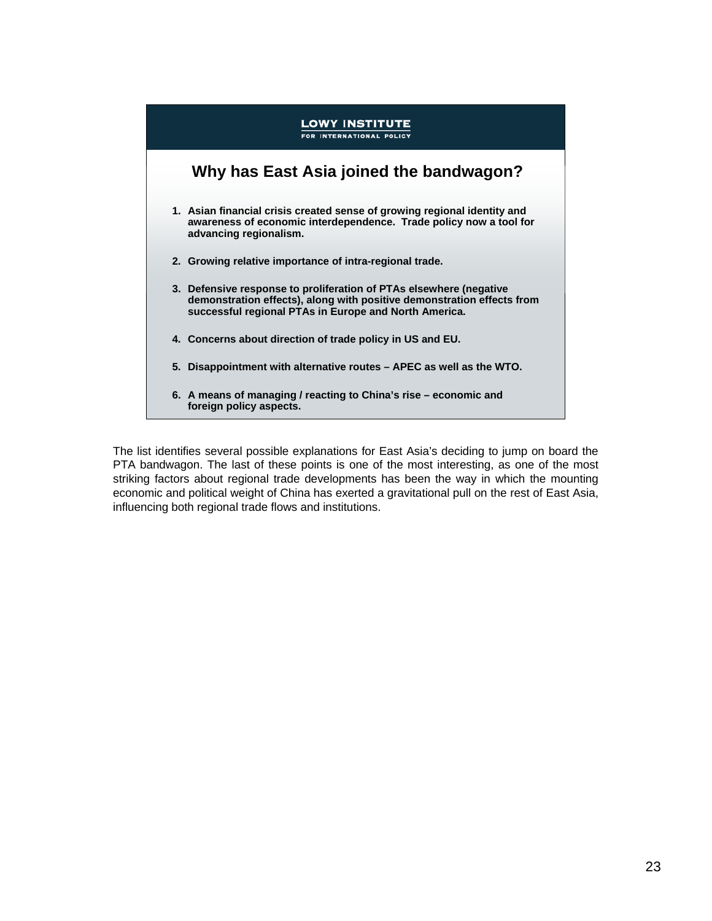**LOWY INSTITUTE**
FOR INTERNATIONAL POLICY

## Why has East Asia joined the bandwagon?

1. **Asian financial crisis created sense of growing regional identity and awareness of economic interdependence. Trade policy now a tool for advancing regionalism.**
2. **Growing relative importance of intra-regional trade.**
3. **Defensive response to proliferation of PTAs elsewhere (negative demonstration effects), along with positive demonstration effects from successful regional PTAs in Europe and North America.**
4. **Concerns about direction of trade policy in US and EU.**
5. **Disappointment with alternative routes – APEC as well as the WTO.**
6. **A means of managing / reacting to China's rise – economic and foreign policy aspects.**

The list identifies several possible explanations for East Asia's deciding to jump on board the PTA bandwagon. The last of these points is one of the most interesting, as one of the most striking factors about regional trade developments has been the way in which the mounting economic and political weight of China has exerted a gravitational pull on the rest of East Asia, influencing both regional trade flows and institutions.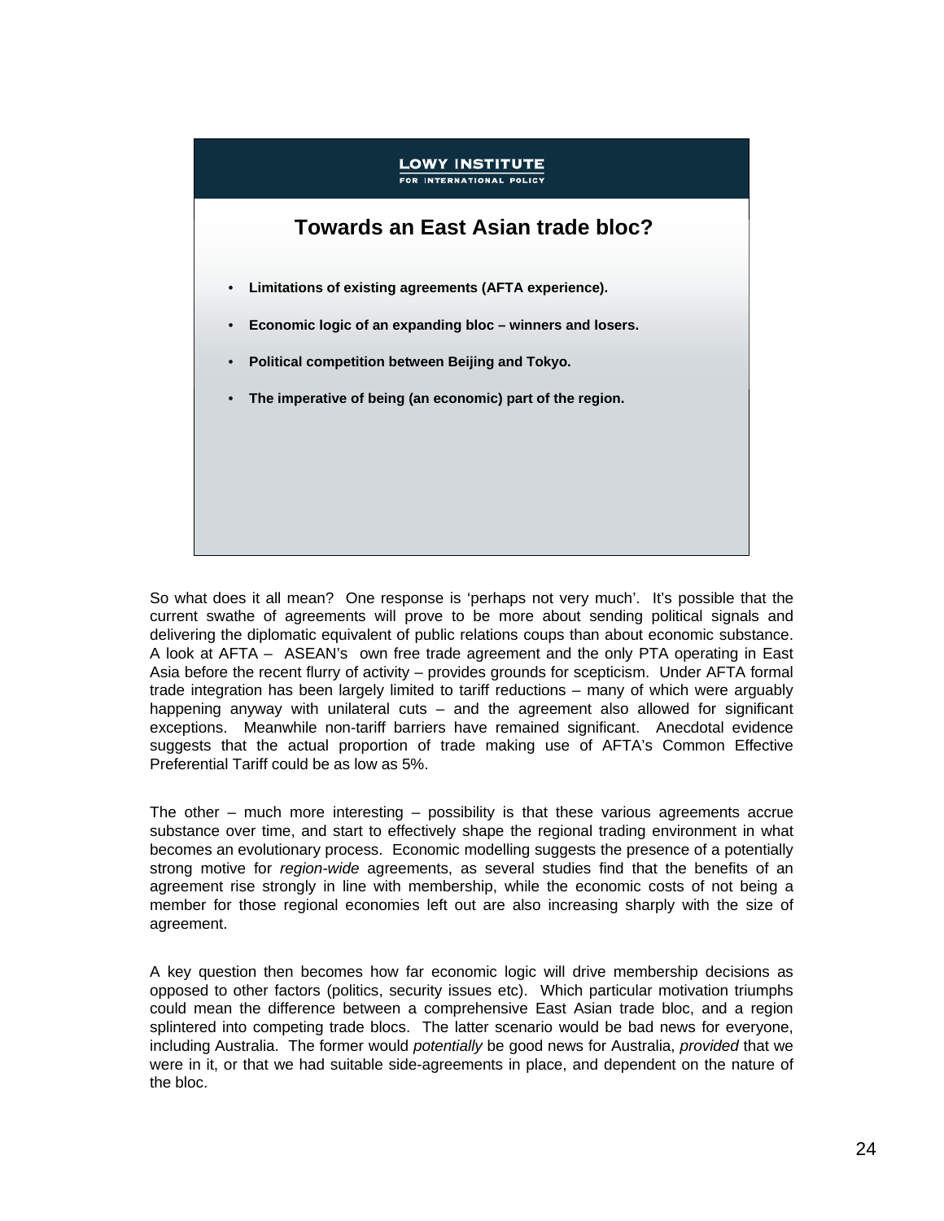**LOWY INSTITUTE**
FOR INTERNATIONAL POLICY

## Towards an East Asian trade bloc?

- **Limitations of existing agreements (AFTA experience).**
- **Economic logic of an expanding bloc – winners and losers.**
- **Political competition between Beijing and Tokyo.**
- **The imperative of being (an economic) part of the region.**

So what does it all mean? One response is 'perhaps not very much'. It's possible that the current swathe of agreements will prove to be more about sending political signals and delivering the diplomatic equivalent of public relations coups than about economic substance. A look at AFTA – ASEAN's own free trade agreement and the only PTA operating in East Asia before the recent flurry of activity – provides grounds for scepticism. Under AFTA formal trade integration has been largely limited to tariff reductions – many of which were arguably happening anyway with unilateral cuts – and the agreement also allowed for significant exceptions. Meanwhile non-tariff barriers have remained significant. Anecdotal evidence suggests that the actual proportion of trade making use of AFTA's Common Effective Preferential Tariff could be as low as 5%.

The other – much more interesting – possibility is that these various agreements accrue substance over time, and start to effectively shape the regional trading environment in what becomes an evolutionary process. Economic modelling suggests the presence of a potentially strong motive for *region-wide* agreements, as several studies find that the benefits of an agreement rise strongly in line with membership, while the economic costs of not being a member for those regional economies left out are also increasing sharply with the size of agreement.

A key question then becomes how far economic logic will drive membership decisions as opposed to other factors (politics, security issues etc). Which particular motivation triumphs could mean the difference between a comprehensive East Asian trade bloc, and a region splintered into competing trade blocs. The latter scenario would be bad news for everyone, including Australia. The former would *potentially* be good news for Australia, *provided* that we were in it, or that we had suitable side-agreements in place, and dependent on the nature of the bloc.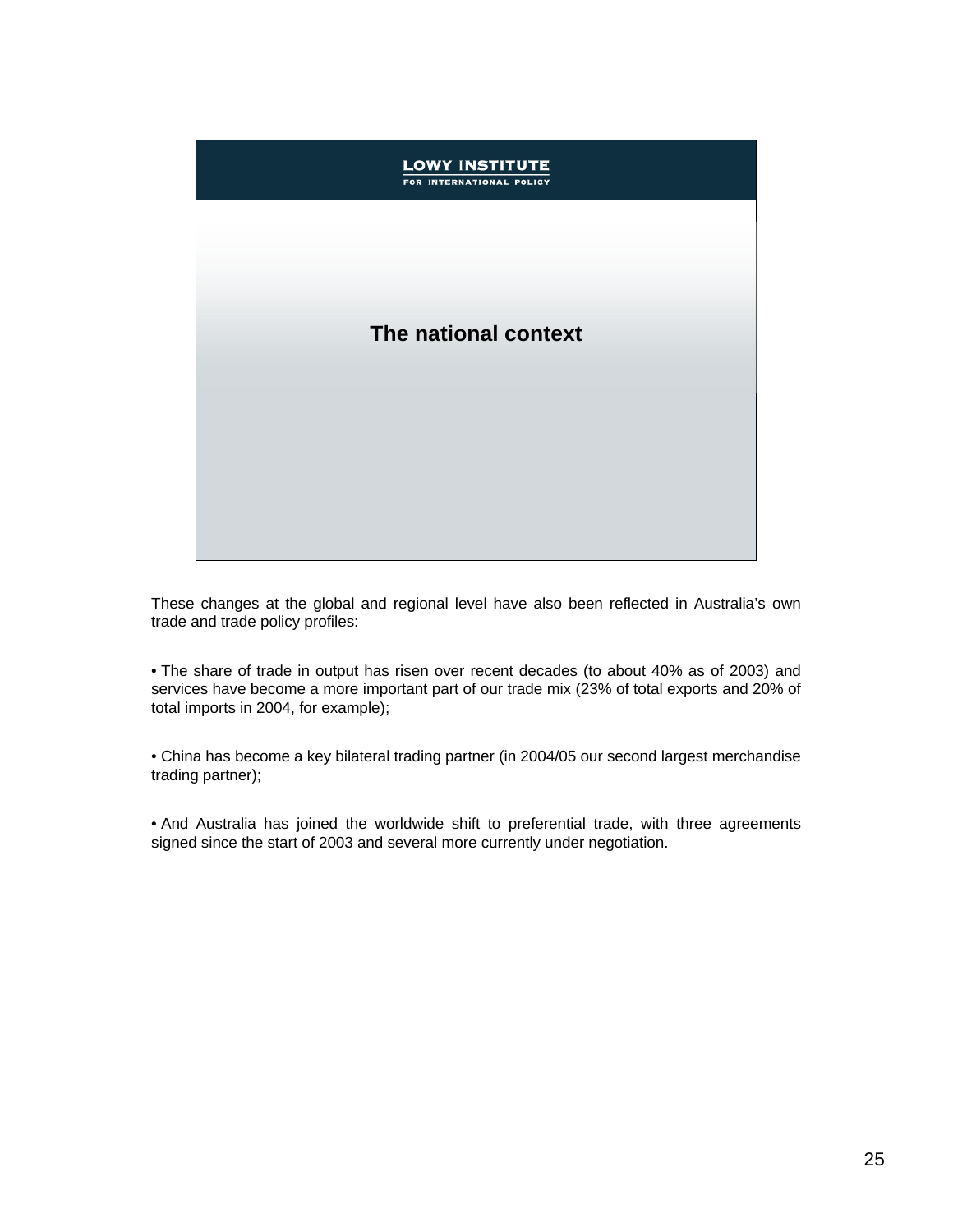LOWY INSTITUTE
FOR INTERNATIONAL POLICY

## The national context

These changes at the global and regional level have also been reflected in Australia's own trade and trade policy profiles:

• The share of trade in output has risen over recent decades (to about 40% as of 2003) and services have become a more important part of our trade mix (23% of total exports and 20% of total imports in 2004, for example);

• China has become a key bilateral trading partner (in 2004/05 our second largest merchandise trading partner);

• And Australia has joined the worldwide shift to preferential trade, with three agreements signed since the start of 2003 and several more currently under negotiation.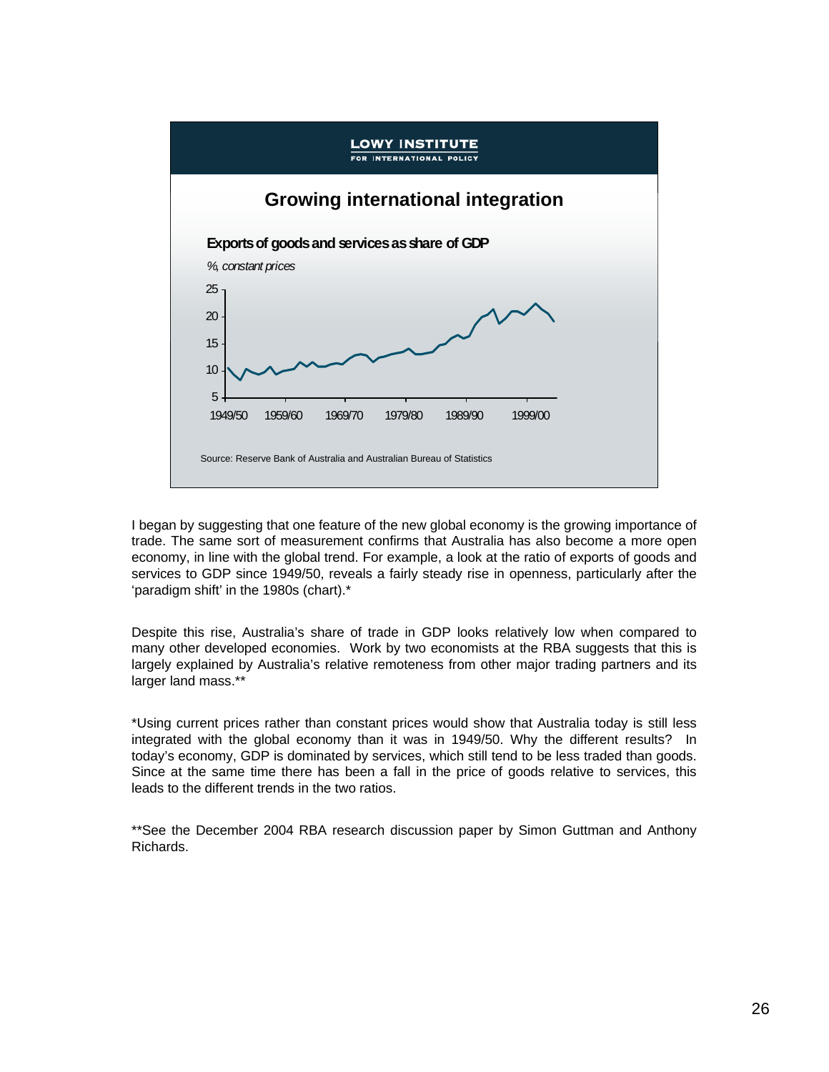LOWY INSTITUTE FOR INTERNATIONAL POLICY

## Growing international integration

**Exports of goods and services as share of GDP**

*%, constant prices*

Source: Reserve Bank of Australia and Australian Bureau of Statistics

I began by suggesting that one feature of the new global economy is the growing importance of trade. The same sort of measurement confirms that Australia has also become a more open economy, in line with the global trend. For example, a look at the ratio of exports of goods and services to GDP since 1949/50, reveals a fairly steady rise in openness, particularly after the 'paradigm shift' in the 1980s (chart).*

Despite this rise, Australia's share of trade in GDP looks relatively low when compared to many other developed economies. Work by two economists at the RBA suggests that this is largely explained by Australia's relative remoteness from other major trading partners and its larger land mass.**

*Using current prices rather than constant prices would show that Australia today is still less integrated with the global economy than it was in 1949/50. Why the different results? In today's economy, GDP is dominated by services, which still tend to be less traded than goods. Since at the same time there has been a fall in the price of goods relative to services, this leads to the different trends in the two ratios.

**See the December 2004 RBA research discussion paper by Simon Guttman and Anthony Richards.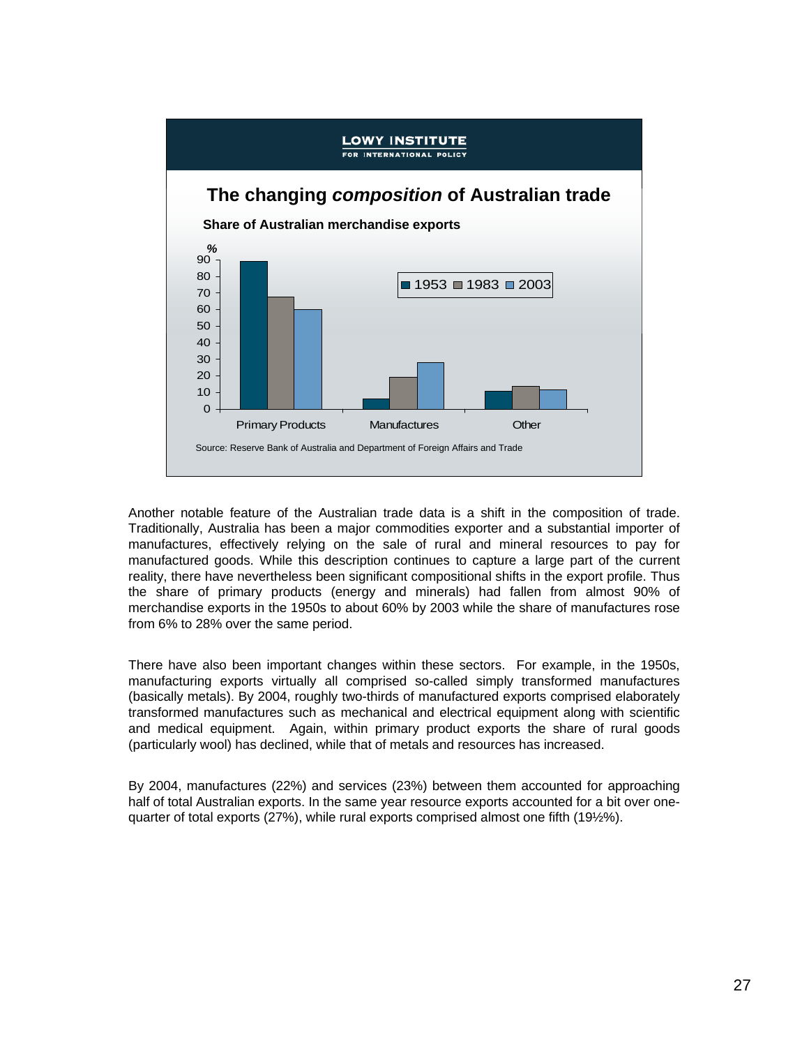LOWY INSTITUTE
FOR INTERNATIONAL POLICY

## The changing *composition* of Australian trade

**Share of Australian merchandise exports**

Source: Reserve Bank of Australia and Department of Foreign Affairs and Trade

Another notable feature of the Australian trade data is a shift in the composition of trade. Traditionally, Australia has been a major commodities exporter and a substantial importer of manufactures, effectively relying on the sale of rural and mineral resources to pay for manufactured goods. While this description continues to capture a large part of the current reality, there have nevertheless been significant compositional shifts in the export profile. Thus the share of primary products (energy and minerals) had fallen from almost 90% of merchandise exports in the 1950s to about 60% by 2003 while the share of manufactures rose from 6% to 28% over the same period.

There have also been important changes within these sectors. For example, in the 1950s, manufacturing exports virtually all comprised so-called simply transformed manufactures (basically metals). By 2004, roughly two-thirds of manufactured exports comprised elaborately transformed manufactures such as mechanical and electrical equipment along with scientific and medical equipment. Again, within primary product exports the share of rural goods (particularly wool) has declined, while that of metals and resources has increased.

By 2004, manufactures (22%) and services (23%) between them accounted for approaching half of total Australian exports. In the same year resource exports accounted for a bit over one-quarter of total exports (27%), while rural exports comprised almost one fifth (19½%).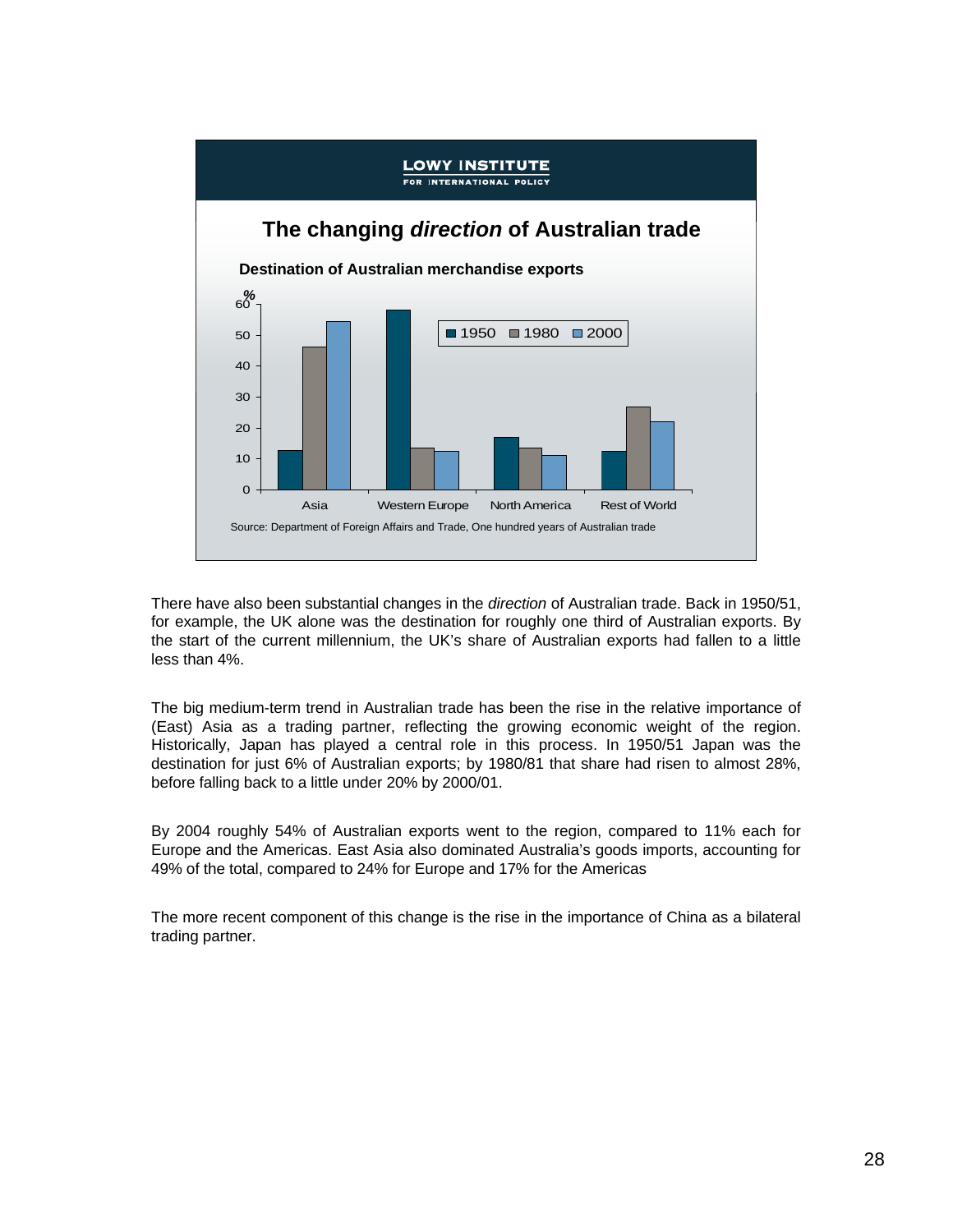**LOWY INSTITUTE**
FOR INTERNATIONAL POLICY

## The changing *direction* of Australian trade

**Destination of Australian merchandise exports**

Source: Department of Foreign Affairs and Trade, One hundred years of Australian trade

There have also been substantial changes in the *direction* of Australian trade. Back in 1950/51, for example, the UK alone was the destination for roughly one third of Australian exports. By the start of the current millennium, the UK's share of Australian exports had fallen to a little less than 4%.

The big medium-term trend in Australian trade has been the rise in the relative importance of (East) Asia as a trading partner, reflecting the growing economic weight of the region. Historically, Japan has played a central role in this process. In 1950/51 Japan was the destination for just 6% of Australian exports; by 1980/81 that share had risen to almost 28%, before falling back to a little under 20% by 2000/01.

By 2004 roughly 54% of Australian exports went to the region, compared to 11% each for Europe and the Americas. East Asia also dominated Australia's goods imports, accounting for 49% of the total, compared to 24% for Europe and 17% for the Americas

The more recent component of this change is the rise in the importance of China as a bilateral trading partner.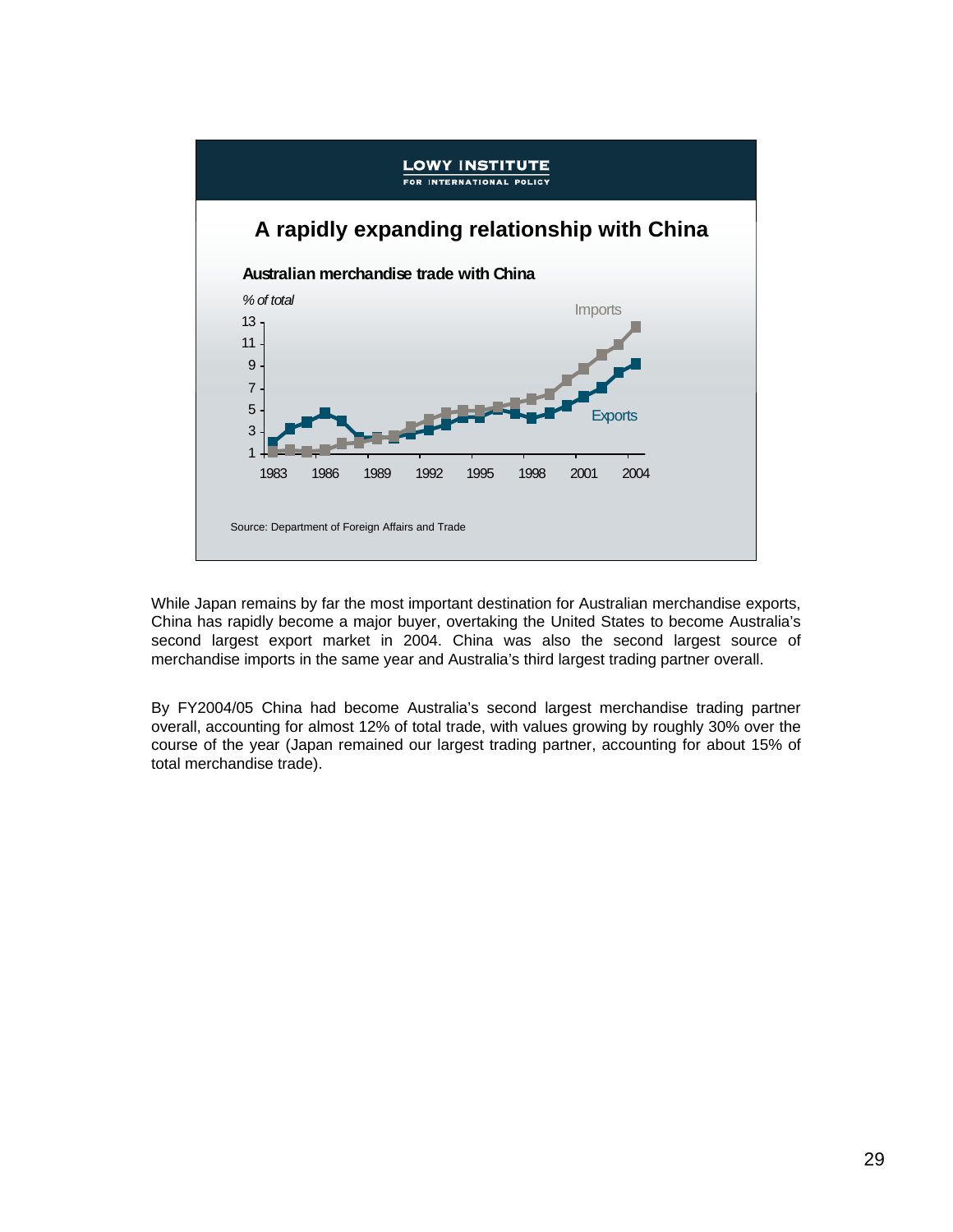**LOWY INSTITUTE**
FOR INTERNATIONAL POLICY

## A rapidly expanding relationship with China

**Australian merchandise trade with China**

*% of total*

Imports

Exports

1983 1986 1989 1992 1995 1998 2001 2004

Source: Department of Foreign Affairs and Trade

While Japan remains by far the most important destination for Australian merchandise exports, China has rapidly become a major buyer, overtaking the United States to become Australia's second largest export market in 2004. China was also the second largest source of merchandise imports in the same year and Australia's third largest trading partner overall.

By FY2004/05 China had become Australia's second largest merchandise trading partner overall, accounting for almost 12% of total trade, with values growing by roughly 30% over the course of the year (Japan remained our largest trading partner, accounting for about 15% of total merchandise trade).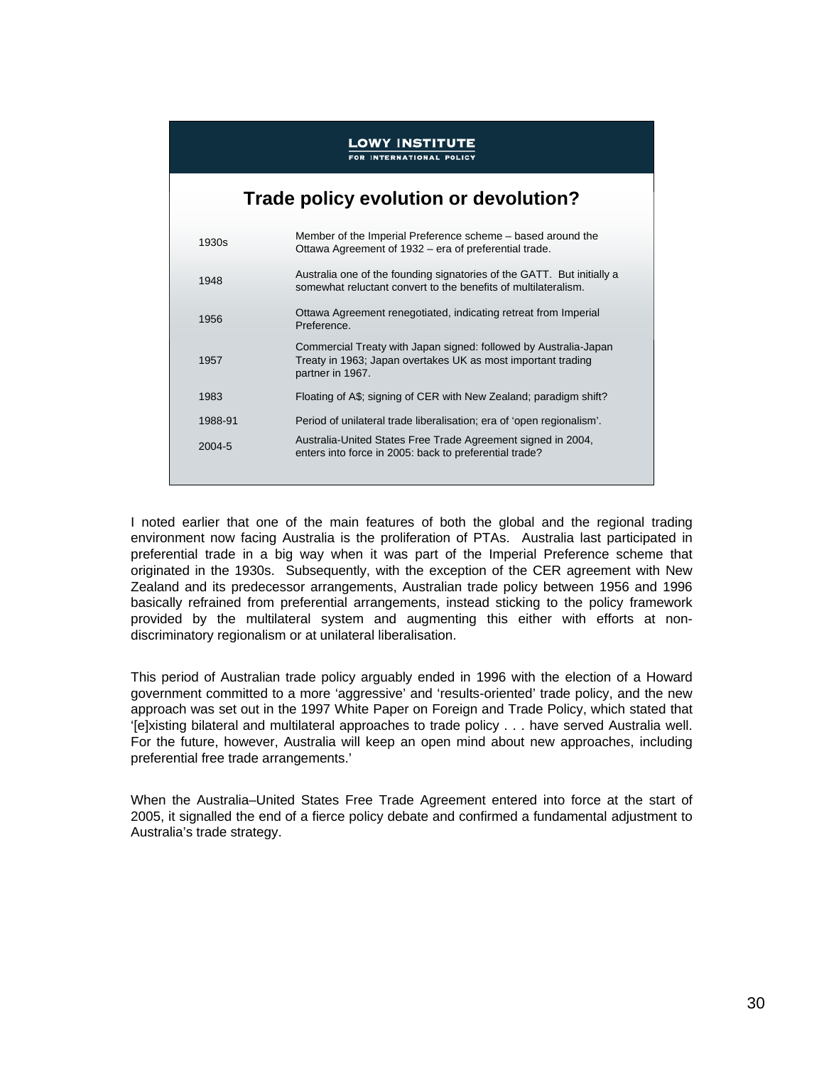**LOWY INSTITUTE**
**FOR INTERNATIONAL POLICY**

## Trade policy evolution or devolution?

| | |
|---|---|
| 1930s | Member of the Imperial Preference scheme – based around the Ottawa Agreement of 1932 – era of preferential trade. |
| 1948 | Australia one of the founding signatories of the GATT. But initially a somewhat reluctant convert to the benefits of multilateralism. |
| 1956 | Ottawa Agreement renegotiated, indicating retreat from Imperial Preference. |
| 1957 | Commercial Treaty with Japan signed: followed by Australia-Japan Treaty in 1963; Japan overtakes UK as most important trading partner in 1967. |
| 1983 | Floating of A$; signing of CER with New Zealand; paradigm shift? |
| 1988-91 | Period of unilateral trade liberalisation; era of 'open regionalism'. |
| 2004-5 | Australia-United States Free Trade Agreement signed in 2004, enters into force in 2005: back to preferential trade? |

I noted earlier that one of the main features of both the global and the regional trading environment now facing Australia is the proliferation of PTAs. Australia last participated in preferential trade in a big way when it was part of the Imperial Preference scheme that originated in the 1930s. Subsequently, with the exception of the CER agreement with New Zealand and its predecessor arrangements, Australian trade policy between 1956 and 1996 basically refrained from preferential arrangements, instead sticking to the policy framework provided by the multilateral system and augmenting this either with efforts at non-discriminatory regionalism or at unilateral liberalisation.

This period of Australian trade policy arguably ended in 1996 with the election of a Howard government committed to a more 'aggressive' and 'results-oriented' trade policy, and the new approach was set out in the 1997 White Paper on Foreign and Trade Policy, which stated that '[e]xisting bilateral and multilateral approaches to trade policy . . . have served Australia well. For the future, however, Australia will keep an open mind about new approaches, including preferential free trade arrangements.'

When the Australia–United States Free Trade Agreement entered into force at the start of 2005, it signalled the end of a fierce policy debate and confirmed a fundamental adjustment to Australia's trade strategy.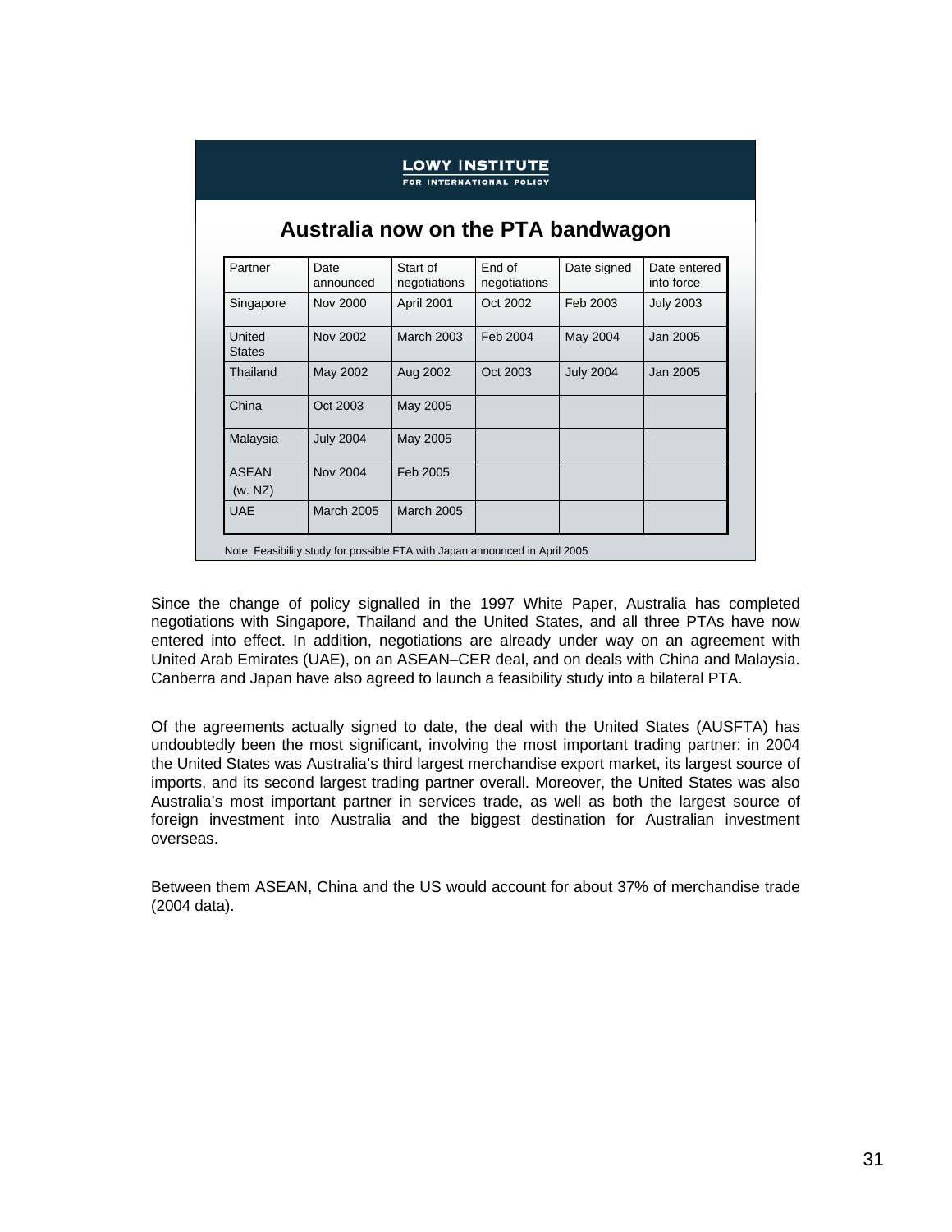**LOWY INSTITUTE**
FOR INTERNATIONAL POLICY

## Australia now on the PTA bandwagon

| Partner | Date announced | Start of negotiations | End of negotiations | Date signed | Date entered into force |
|---|---|---|---|---|---|
| Singapore | Nov 2000 | April 2001 | Oct 2002 | Feb 2003 | July 2003 |
| United States | Nov 2002 | March 2003 | Feb 2004 | May 2004 | Jan 2005 |
| Thailand | May 2002 | Aug 2002 | Oct 2003 | July 2004 | Jan 2005 |
| China | Oct 2003 | May 2005 | | | |
| Malaysia | July 2004 | May 2005 | | | |
| ASEAN (w. NZ) | Nov 2004 | Feb 2005 | | | |
| UAE | March 2005 | March 2005 | | | |

Note: Feasibility study for possible FTA with Japan announced in April 2005

Since the change of policy signalled in the 1997 White Paper, Australia has completed negotiations with Singapore, Thailand and the United States, and all three PTAs have now entered into effect. In addition, negotiations are already under way on an agreement with United Arab Emirates (UAE), on an ASEAN–CER deal, and on deals with China and Malaysia. Canberra and Japan have also agreed to launch a feasibility study into a bilateral PTA.

Of the agreements actually signed to date, the deal with the United States (AUSFTA) has undoubtedly been the most significant, involving the most important trading partner: in 2004 the United States was Australia's third largest merchandise export market, its largest source of imports, and its second largest trading partner overall. Moreover, the United States was also Australia's most important partner in services trade, as well as both the largest source of foreign investment into Australia and the biggest destination for Australian investment overseas.

Between them ASEAN, China and the US would account for about 37% of merchandise trade (2004 data).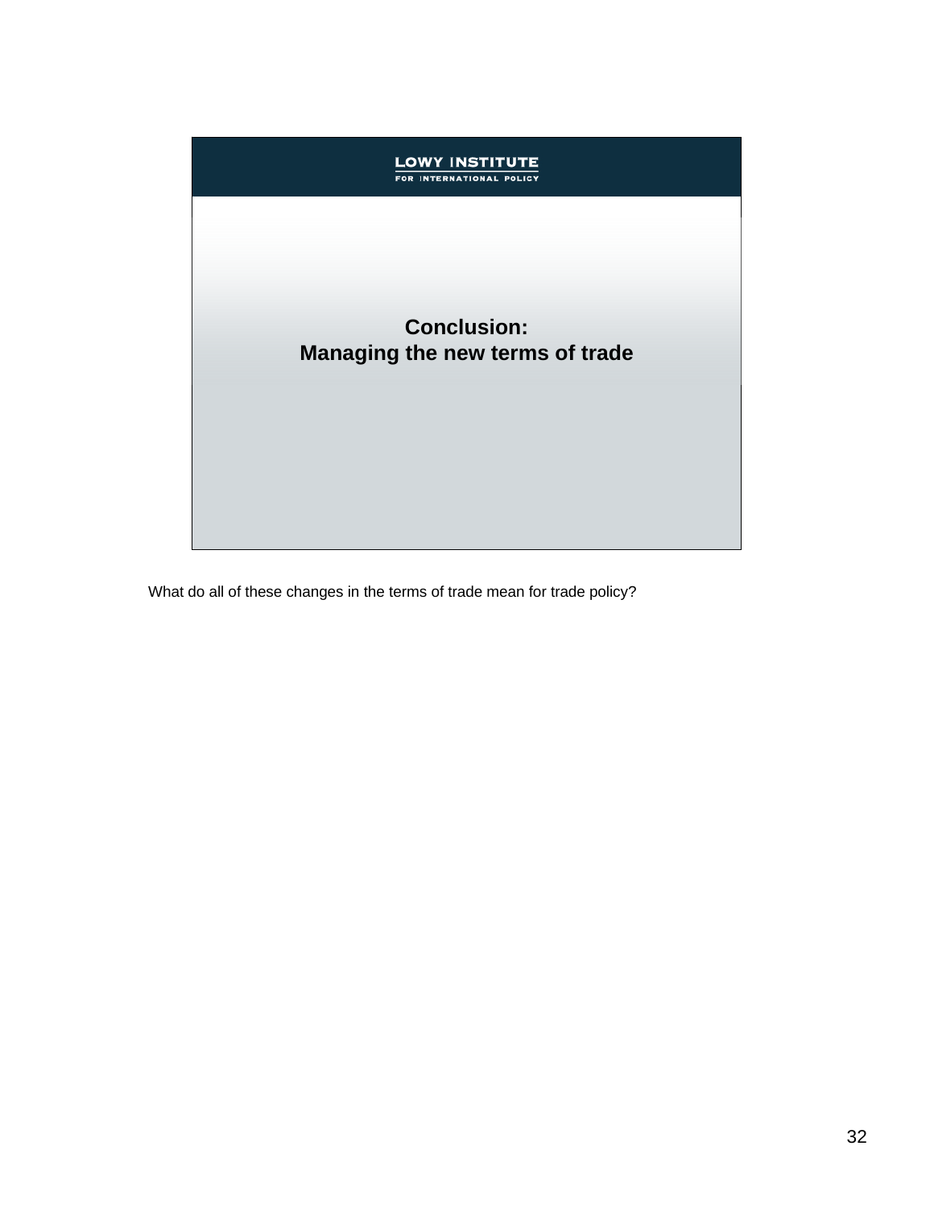LOWY INSTITUTE
FOR INTERNATIONAL POLICY

**Conclusion:**
**Managing the new terms of trade**

What do all of these changes in the terms of trade mean for trade policy?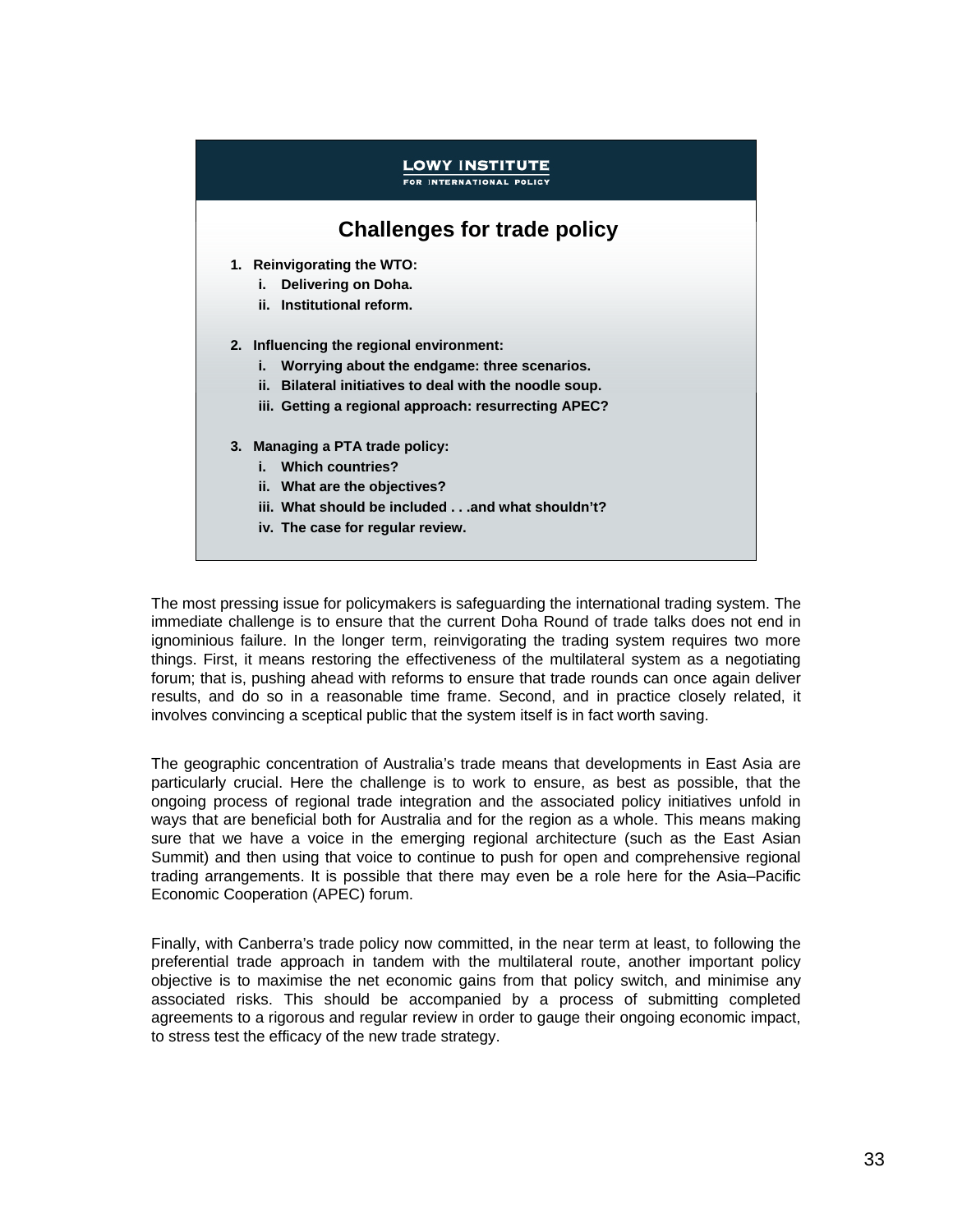LOWY INSTITUTE
FOR INTERNATIONAL POLICY

## Challenges for trade policy

1. **Reinvigorating the WTO:**
   - i. **Delivering on Doha.**
   - ii. **Institutional reform.**

2. **Influencing the regional environment:**
   - i. **Worrying about the endgame: three scenarios.**
   - ii. **Bilateral initiatives to deal with the noodle soup.**
   - iii. **Getting a regional approach: resurrecting APEC?**

3. **Managing a PTA trade policy:**
   - i. **Which countries?**
   - ii. **What are the objectives?**
   - iii. **What should be included . . .and what shouldn't?**
   - iv. **The case for regular review.**

The most pressing issue for policymakers is safeguarding the international trading system. The immediate challenge is to ensure that the current Doha Round of trade talks does not end in ignominious failure. In the longer term, reinvigorating the trading system requires two more things. First, it means restoring the effectiveness of the multilateral system as a negotiating forum; that is, pushing ahead with reforms to ensure that trade rounds can once again deliver results, and do so in a reasonable time frame. Second, and in practice closely related, it involves convincing a sceptical public that the system itself is in fact worth saving.

The geographic concentration of Australia's trade means that developments in East Asia are particularly crucial. Here the challenge is to work to ensure, as best as possible, that the ongoing process of regional trade integration and the associated policy initiatives unfold in ways that are beneficial both for Australia and for the region as a whole. This means making sure that we have a voice in the emerging regional architecture (such as the East Asian Summit) and then using that voice to continue to push for open and comprehensive regional trading arrangements. It is possible that there may even be a role here for the Asia–Pacific Economic Cooperation (APEC) forum.

Finally, with Canberra's trade policy now committed, in the near term at least, to following the preferential trade approach in tandem with the multilateral route, another important policy objective is to maximise the net economic gains from that policy switch, and minimise any associated risks. This should be accompanied by a process of submitting completed agreements to a rigorous and regular review in order to gauge their ongoing economic impact, to stress test the efficacy of the new trade strategy.